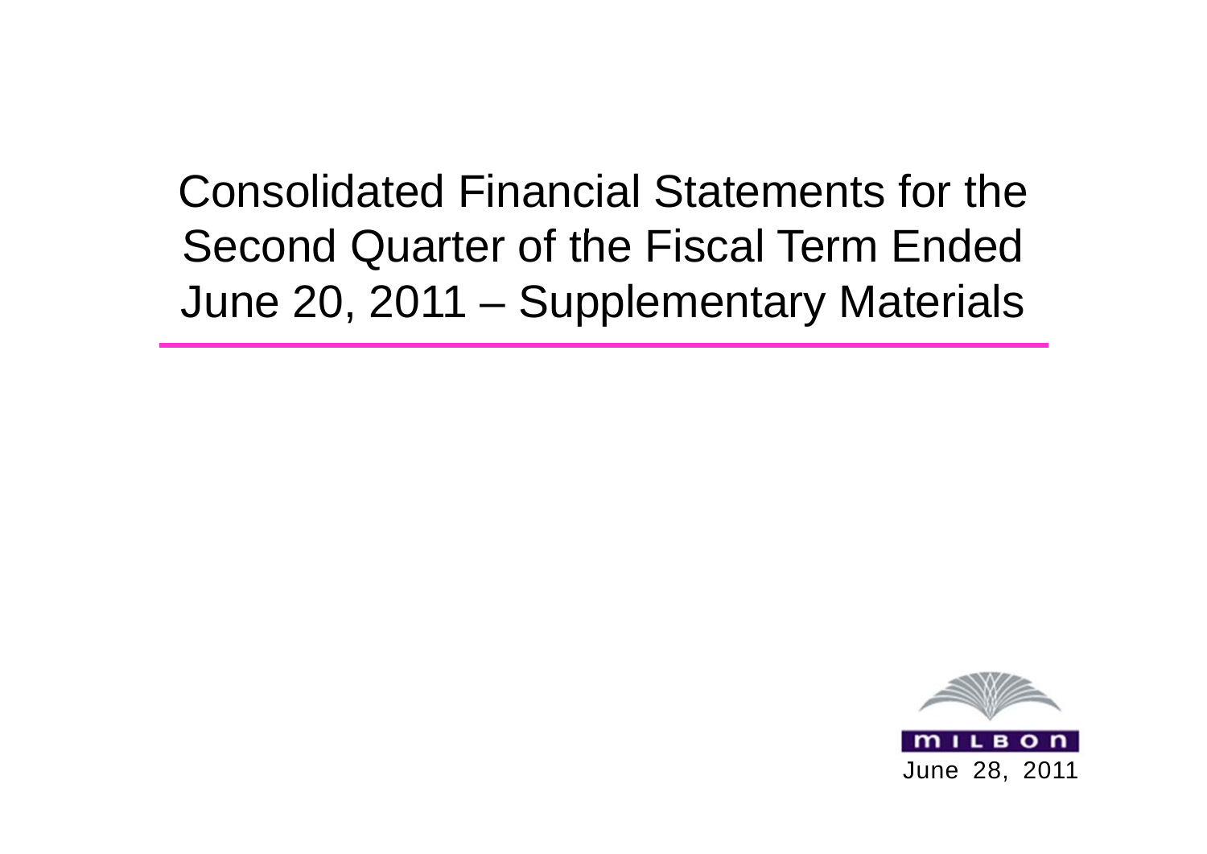# Consolidated Financial Statements for the Second Quarter of the Fiscal Term Ended June 20, 2011 – Supplementary Materials

MILBON

June 28, 2011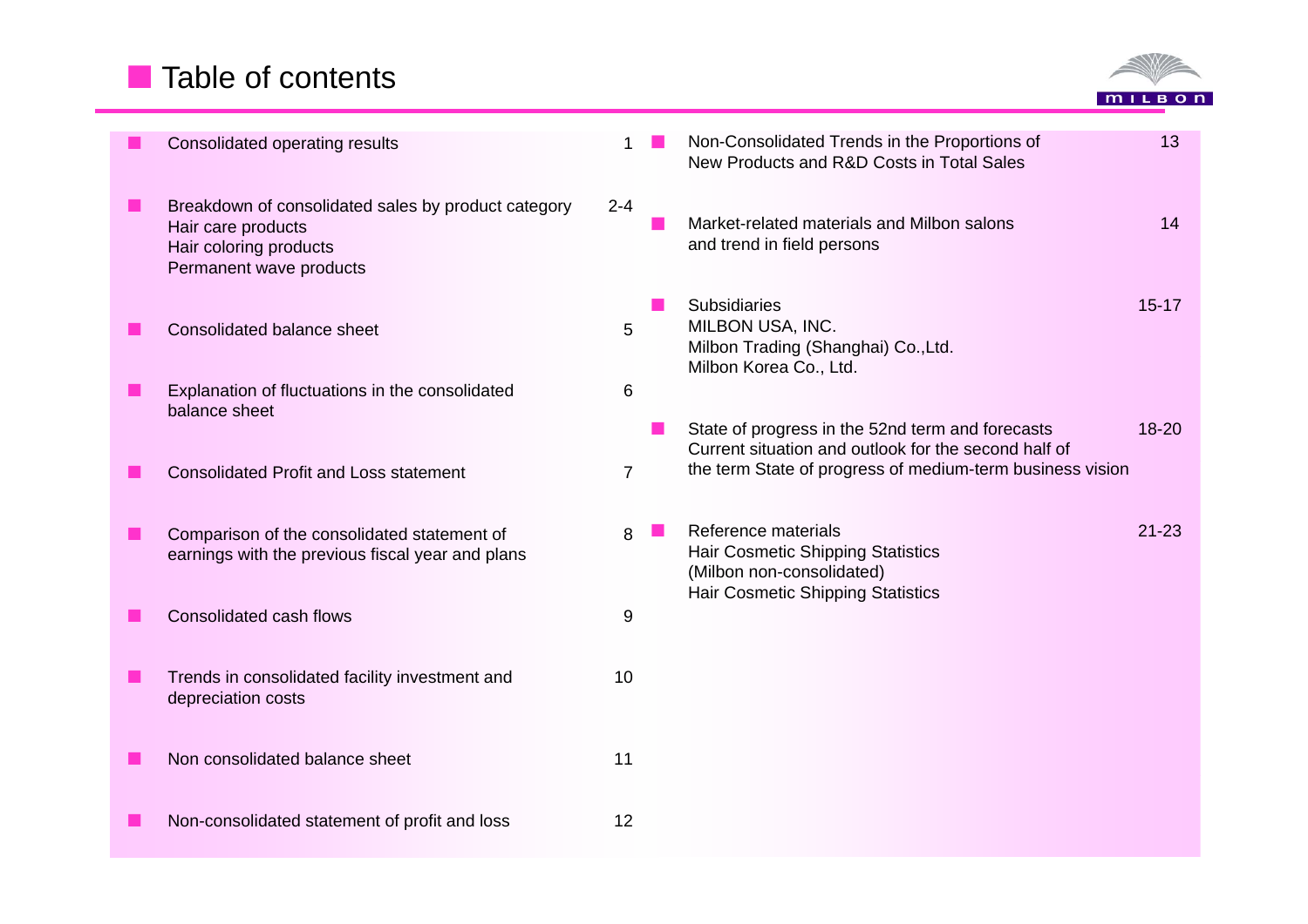# Table of contents

| Section | Page |
|---|---|
| Consolidated operating results | 1 |
| Breakdown of consolidated sales by product category<br>Hair care products<br>Hair coloring products<br>Permanent wave products | 2-4 |
| Consolidated balance sheet | 5 |
| Explanation of fluctuations in the consolidated balance sheet | 6 |
| Consolidated Profit and Loss statement | 7 |
| Comparison of the consolidated statement of earnings with the previous fiscal year and plans | 8 |
| Consolidated cash flows | 9 |
| Trends in consolidated facility investment and depreciation costs | 10 |
| Non consolidated balance sheet | 11 |
| Non-consolidated statement of profit and loss | 12 |
| Non-Consolidated Trends in the Proportions of New Products and R&D Costs in Total Sales | 13 |
| Market-related materials and Milbon salons and trend in field persons | 14 |
| Subsidiaries<br>MILBON USA, INC.<br>Milbon Trading (Shanghai) Co.,Ltd.<br>Milbon Korea Co., Ltd. | 15-17 |
| State of progress in the 52nd term and forecasts<br>Current situation and outlook for the second half of the term State of progress of medium-term business vision | 18-20 |
| Reference materials<br>Hair Cosmetic Shipping Statistics (Milbon non-consolidated)<br>Hair Cosmetic Shipping Statistics | 21-23 |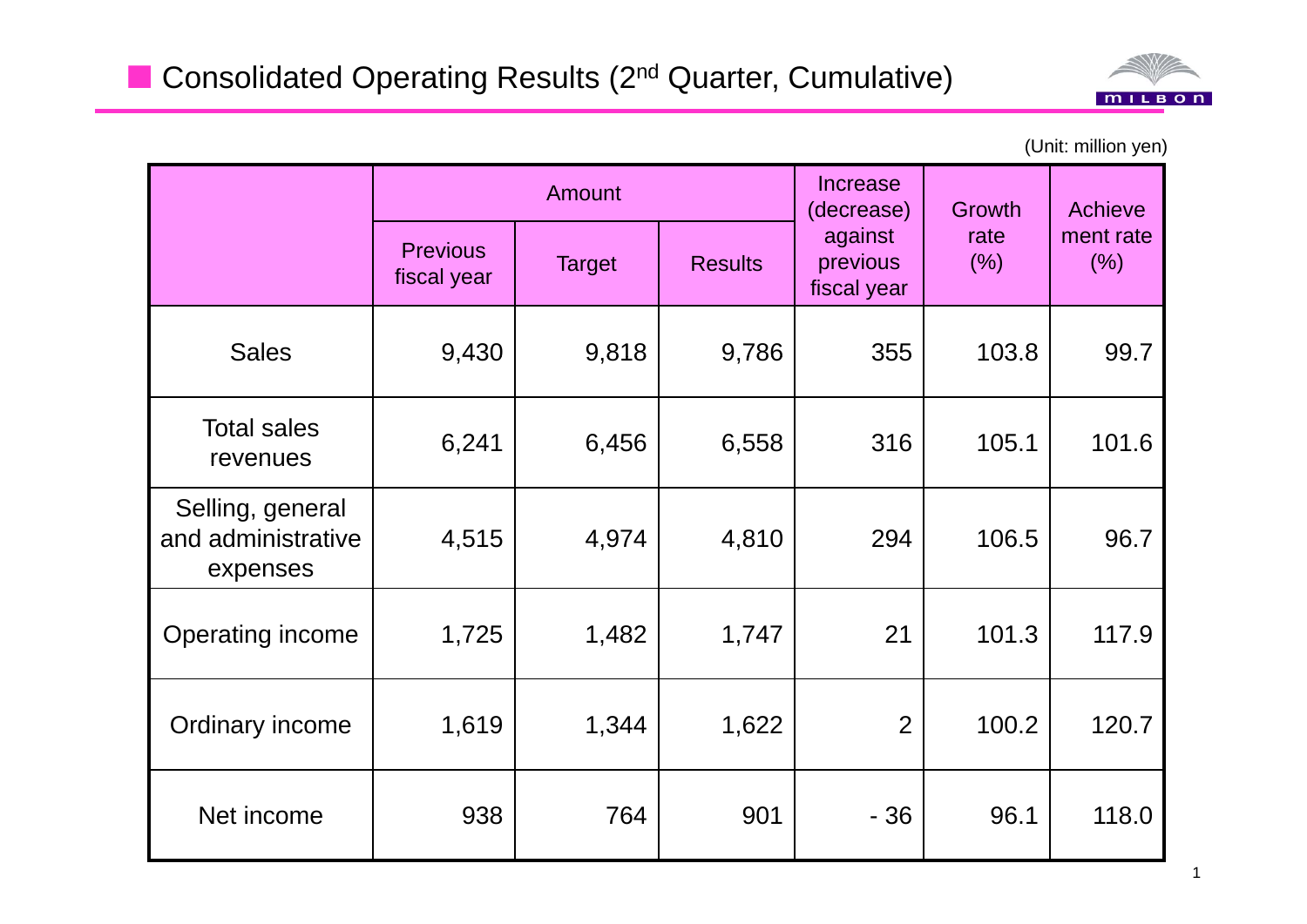# Consolidated Operating Results (2nd Quarter, Cumulative)

(Unit: million yen)

| | Amount | | | Increase (decrease) against previous fiscal year | Growth rate (%) | Achievement rate (%) |
|---|---|---|---|---|---|---|
| | Previous fiscal year | Target | Results | | | |
| Sales | 9,430 | 9,818 | 9,786 | 355 | 103.8 | 99.7 |
| Total sales revenues | 6,241 | 6,456 | 6,558 | 316 | 105.1 | 101.6 |
| Selling, general and administrative expenses | 4,515 | 4,974 | 4,810 | 294 | 106.5 | 96.7 |
| Operating income | 1,725 | 1,482 | 1,747 | 21 | 101.3 | 117.9 |
| Ordinary income | 1,619 | 1,344 | 1,622 | 2 | 100.2 | 120.7 |
| Net income | 938 | 764 | 901 | - 36 | 96.1 | 118.0 |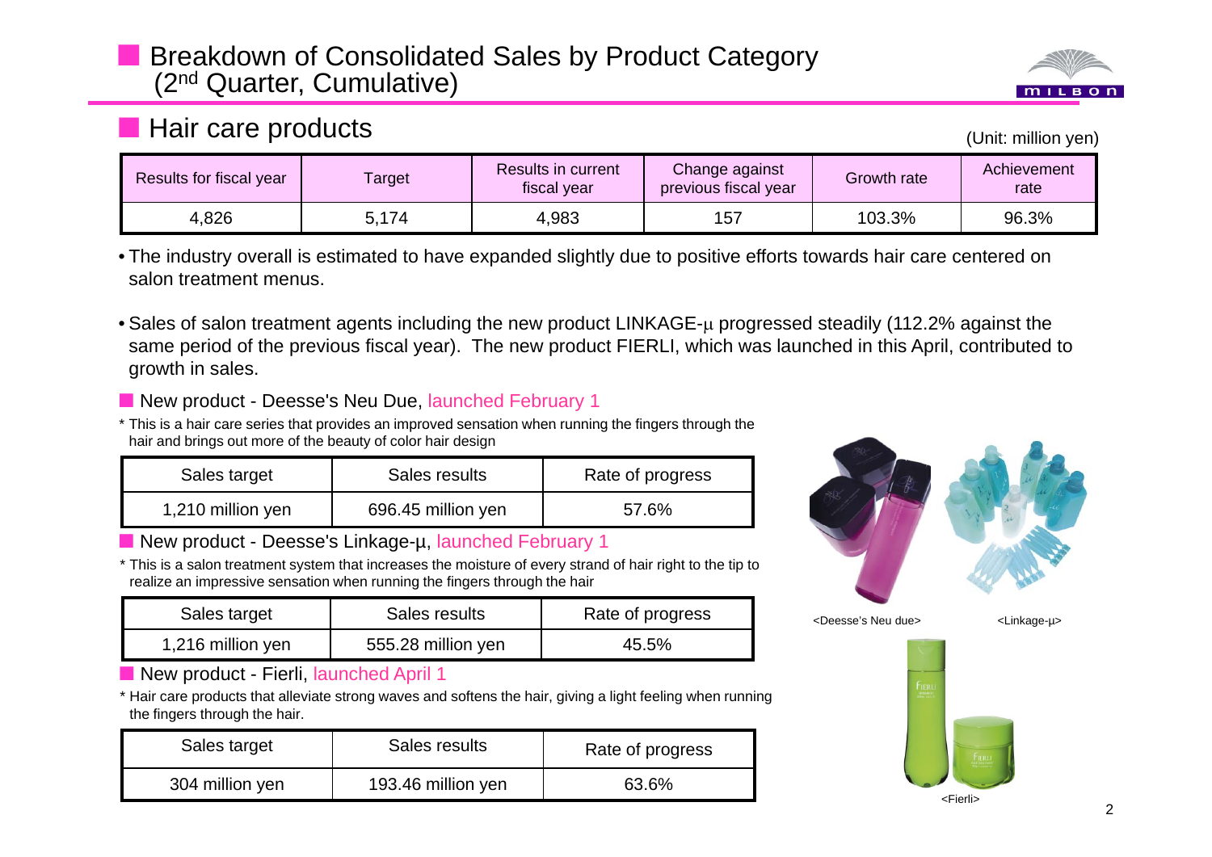# Breakdown of Consolidated Sales by Product Category (2nd Quarter, Cumulative)

## Hair care products

(Unit: million yen)

| Results for fiscal year | Target | Results in current fiscal year | Change against previous fiscal year | Growth rate | Achievement rate |
|---|---|---|---|---|---|
| 4,826 | 5,174 | 4,983 | 157 | 103.3% | 96.3% |

- The industry overall is estimated to have expanded slightly due to positive efforts towards hair care centered on salon treatment menus.
- Sales of salon treatment agents including the new product LINKAGE-μ progressed steadily (112.2% against the same period of the previous fiscal year). The new product FIERLI, which was launched in this April, contributed to growth in sales.

### New product - Deesse's Neu Due, launched February 1

* This is a hair care series that provides an improved sensation when running the fingers through the hair and brings out more of the beauty of color hair design

| Sales target | Sales results | Rate of progress |
|---|---|---|
| 1,210 million yen | 696.45 million yen | 57.6% |

### New product - Deesse's Linkage-μ, launched February 1

* This is a salon treatment system that increases the moisture of every strand of hair right to the tip to realize an impressive sensation when running the fingers through the hair

| Sales target | Sales results | Rate of progress |
|---|---|---|
| 1,216 million yen | 555.28 million yen | 45.5% |

### New product - Fierli, launched April 1

* Hair care products that alleviate strong waves and softens the hair, giving a light feeling when running the fingers through the hair.

| Sales target | Sales results | Rate of progress |
|---|---|---|
| 304 million yen | 193.46 million yen | 63.6% |

<Deesse's Neu due>

<Linkage-μ>

<Fierli>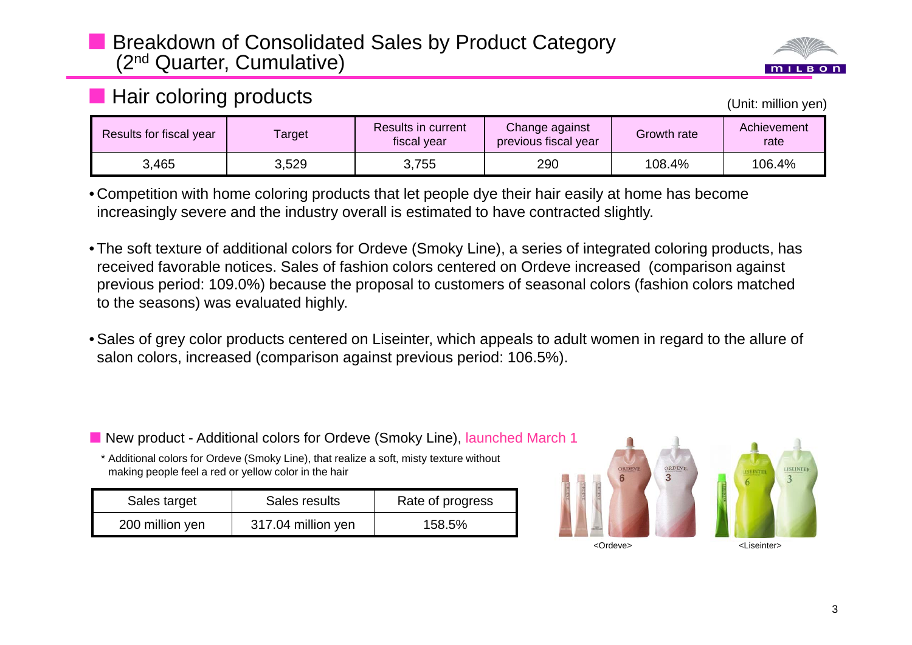# Breakdown of Consolidated Sales by Product Category (2nd Quarter, Cumulative)

## Hair coloring products

(Unit: million yen)

| Results for fiscal year | Target | Results in current fiscal year | Change against previous fiscal year | Growth rate | Achievement rate |
|---|---|---|---|---|---|
| 3,465 | 3,529 | 3,755 | 290 | 108.4% | 106.4% |

- Competition with home coloring products that let people dye their hair easily at home has become increasingly severe and the industry overall is estimated to have contracted slightly.
- The soft texture of additional colors for Ordeve (Smoky Line), a series of integrated coloring products, has received favorable notices. Sales of fashion colors centered on Ordeve increased (comparison against previous period: 109.0%) because the proposal to customers of seasonal colors (fashion colors matched to the seasons) was evaluated highly.
- Sales of grey color products centered on Liseinter, which appeals to adult women in regard to the allure of salon colors, increased (comparison against previous period: 106.5%).

### New product - Additional colors for Ordeve (Smoky Line), launched March 1

\* Additional colors for Ordeve (Smoky Line), that realize a soft, misty texture without making people feel a red or yellow color in the hair

| Sales target | Sales results | Rate of progress |
|---|---|---|
| 200 million yen | 317.04 million yen | 158.5% |

<Ordeve> <Liseinter>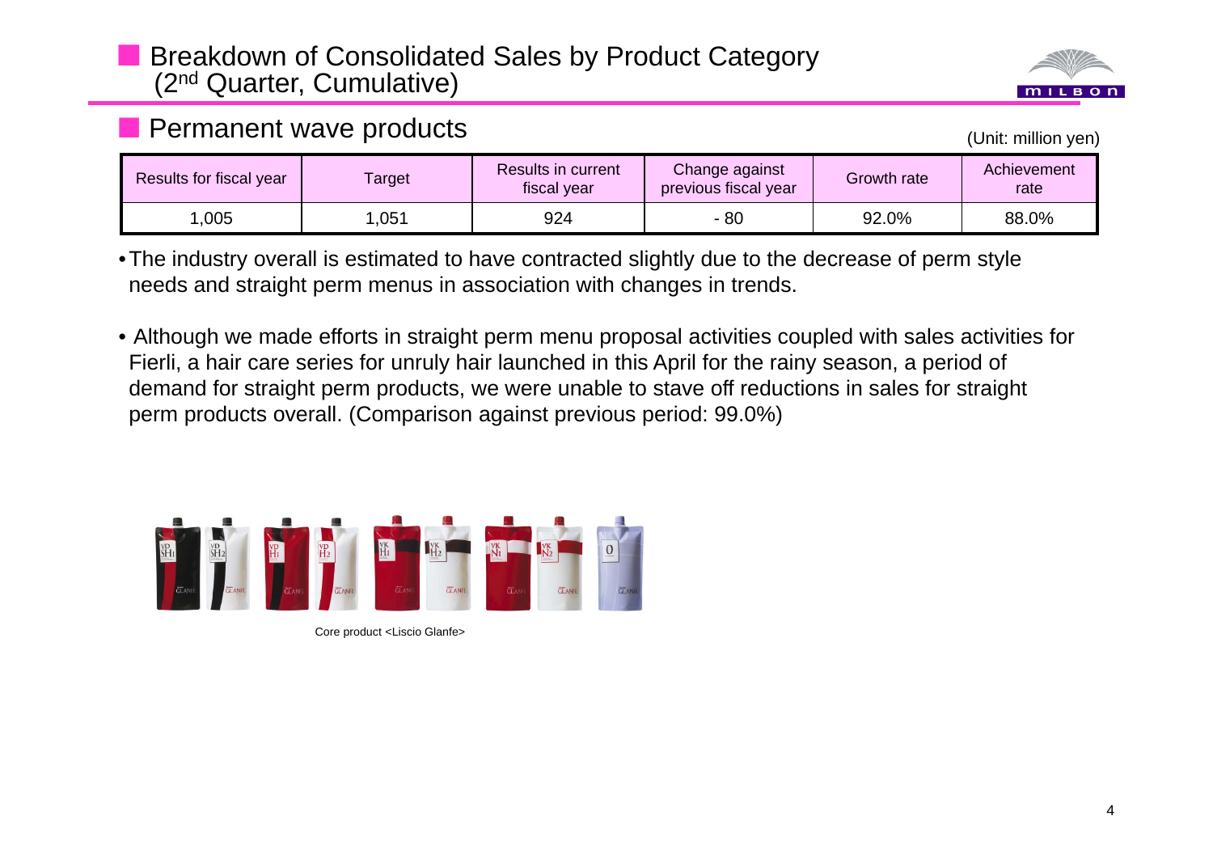# Breakdown of Consolidated Sales by Product Category (2nd Quarter, Cumulative)

## Permanent wave products

(Unit: million yen)

| Results for fiscal year | Target | Results in current fiscal year | Change against previous fiscal year | Growth rate | Achievement rate |
|---|---|---|---|---|---|
| 1,005 | 1,051 | 924 | - 80 | 92.0% | 88.0% |

- The industry overall is estimated to have contracted slightly due to the decrease of perm style needs and straight perm menus in association with changes in trends.

- Although we made efforts in straight perm menu proposal activities coupled with sales activities for Fierli, a hair care series for unruly hair launched in this April for the rainy season, a period of demand for straight perm products, we were unable to stave off reductions in sales for straight perm products overall. (Comparison against previous period: 99.0%)

Core product <Liscio Glanfe>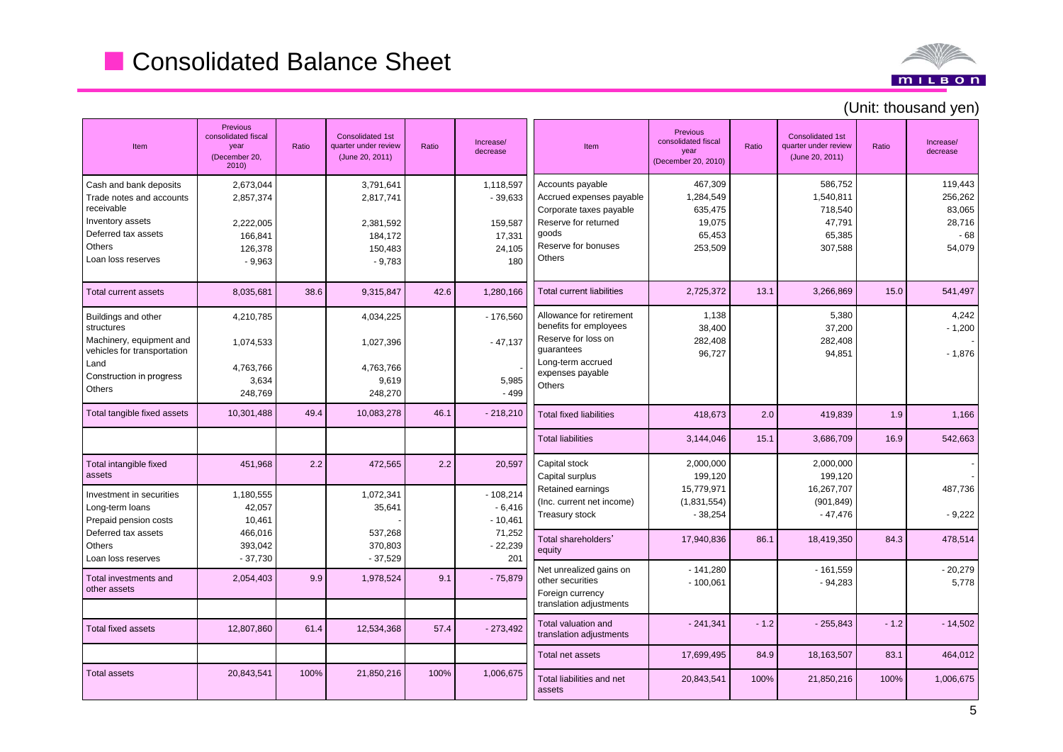# Consolidated Balance Sheet

(Unit: thousand yen)

| Item | Previous consolidated fiscal year (December 20, 2010) | Ratio | Consolidated 1st quarter under review (June 20, 2011) | Ratio | Increase/ decrease |
|---|---|---|---|---|---|
| Cash and bank deposits | 2,673,044 | | 3,791,641 | | 1,118,597 |
| Trade notes and accounts receivable | 2,857,374 | | 2,817,741 | | - 39,633 |
| Inventory assets | 2,222,005 | | 2,381,592 | | 159,587 |
| Deferred tax assets | 166,841 | | 184,172 | | 17,331 |
| Others | 126,378 | | 150,483 | | 24,105 |
| Loan loss reserves | - 9,963 | | - 9,783 | | 180 |
| Total current assets | 8,035,681 | 38.6 | 9,315,847 | 42.6 | 1,280,166 |
| Buildings and other structures | 4,210,785 | | 4,034,225 | | - 176,560 |
| Machinery, equipment and vehicles for transportation | 1,074,533 | | 1,027,396 | | - 47,137 |
| Land | 4,763,766 | | 4,763,766 | | - |
| Construction in progress | 3,634 | | 9,619 | | 5,985 |
| Others | 248,769 | | 248,270 | | - 499 |
| Total tangible fixed assets | 10,301,488 | 49.4 | 10,083,278 | 46.1 | - 218,210 |
| Total intangible fixed assets | 451,968 | 2.2 | 472,565 | 2.2 | 20,597 |
| Investment in securities | 1,180,555 | | 1,072,341 | | - 108,214 |
| Long-term loans | 42,057 | | 35,641 | | - 6,416 |
| Prepaid pension costs | 10,461 | | - | | - 10,461 |
| Deferred tax assets | 466,016 | | 537,268 | | 71,252 |
| Others | 393,042 | | 370,803 | | - 22,239 |
| Loan loss reserves | - 37,730 | | - 37,529 | | 201 |
| Total investments and other assets | 2,054,403 | 9.9 | 1,978,524 | 9.1 | - 75,879 |
| Total fixed assets | 12,807,860 | 61.4 | 12,534,368 | 57.4 | - 273,492 |
| Total assets | 20,843,541 | 100% | 21,850,216 | 100% | 1,006,675 |

| Item | Previous consolidated fiscal year (December 20, 2010) | Ratio | Consolidated 1st quarter under review (June 20, 2011) | Ratio | Increase/ decrease |
|---|---|---|---|---|---|
| Accounts payable | 467,309 | | 586,752 | | 119,443 |
| Accrued expenses payable | 1,284,549 | | 1,540,811 | | 256,262 |
| Corporate taxes payable | 635,475 | | 718,540 | | 83,065 |
| Reserve for returned goods | 19,075 | | 47,791 | | 28,716 |
| Reserve for bonuses | 65,453 | | 65,385 | | - 68 |
| Others | 253,509 | | 307,588 | | 54,079 |
| Total current liabilities | 2,725,372 | 13.1 | 3,266,869 | 15.0 | 541,497 |
| Allowance for retirement benefits for employees | 1,138 | | 5,380 | | 4,242 |
| Reserve for loss on guarantees | 38,400 | | 37,200 | | - 1,200 |
| Long-term accrued expenses payable | 282,408 | | 282,408 | | - |
| Others | 96,727 | | 94,851 | | - 1,876 |
| Total fixed liabilities | 418,673 | 2.0 | 419,839 | 1.9 | 1,166 |
| Total liabilities | 3,144,046 | 15.1 | 3,686,709 | 16.9 | 542,663 |
| Capital stock | 2,000,000 | | 2,000,000 | | - |
| Capital surplus | 199,120 | | 199,120 | | - |
| Retained earnings | 15,779,971 | | 16,267,707 | | 487,736 |
| (Inc. current net income) | (1,831,554) | | (901,849) | | |
| Treasury stock | - 38,254 | | - 47,476 | | - 9,222 |
| Total shareholders' equity | 17,940,836 | 86.1 | 18,419,350 | 84.3 | 478,514 |
| Net unrealized gains on other securities | - 141,280 | | - 161,559 | | - 20,279 |
| Foreign currency translation adjustments | - 100,061 | | - 94,283 | | 5,778 |
| Total valuation and translation adjustments | - 241,341 | - 1.2 | - 255,843 | - 1.2 | - 14,502 |
| Total net assets | 17,699,495 | 84.9 | 18,163,507 | 83.1 | 464,012 |
| Total liabilities and net assets | 20,843,541 | 100% | 21,850,216 | 100% | 1,006,675 |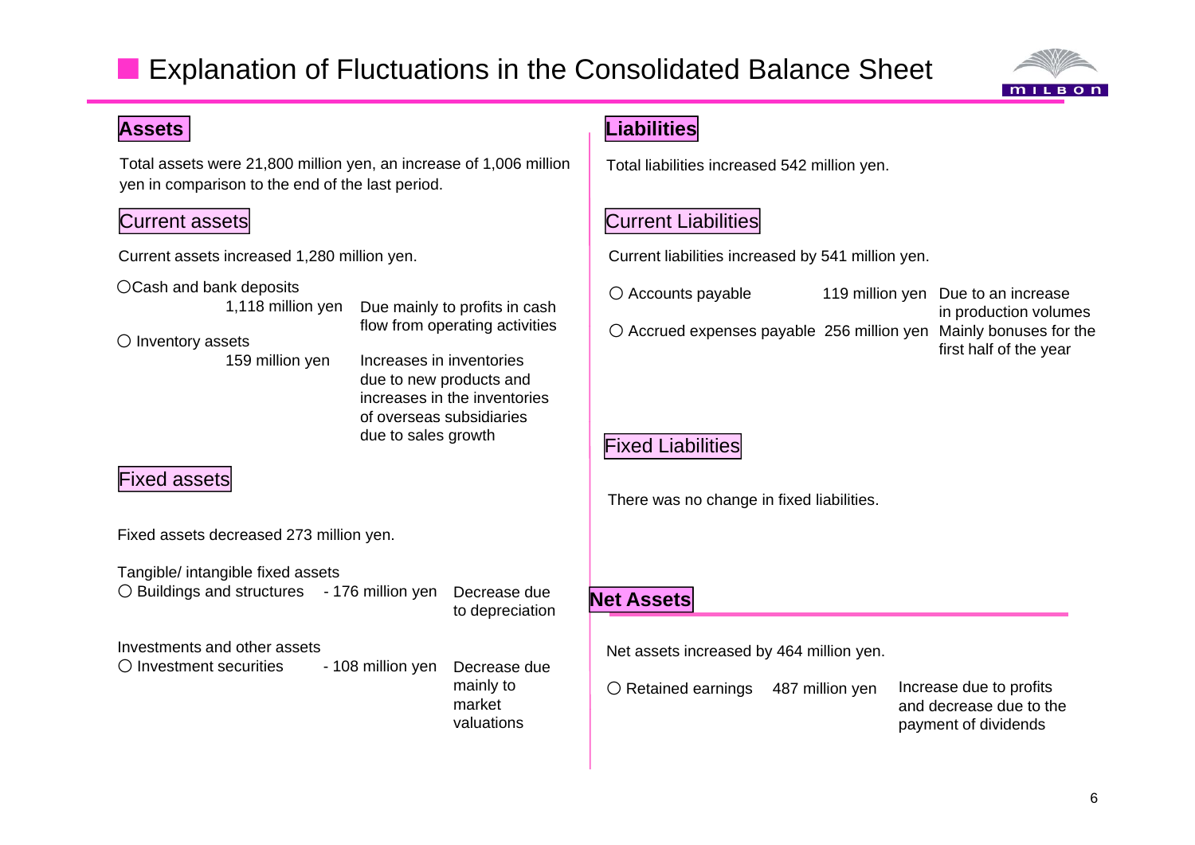# Explanation of Fluctuations in the Consolidated Balance Sheet

## Assets

Total assets were 21,800 million yen, an increase of 1,006 million yen in comparison to the end of the last period.

### Current assets

Current assets increased 1,280 million yen.

| Item | Amount | Reason |
|---|---|---|
| ○Cash and bank deposits | 1,118 million yen | Due mainly to profits in cash flow from operating activities |
| ○ Inventory assets | 159 million yen | Increases in inventories due to new products and increases in the inventories of overseas subsidiaries due to sales growth |

### Fixed assets

Fixed assets decreased 273 million yen.

Tangible/ intangible fixed assets

| Item | Amount | Reason |
|---|---|---|
| ○ Buildings and structures | - 176 million yen | Decrease due to depreciation |

Investments and other assets

| Item | Amount | Reason |
|---|---|---|
| ○ Investment securities | - 108 million yen | Decrease due mainly to market valuations |

## Liabilities

Total liabilities increased 542 million yen.

### Current Liabilities

Current liabilities increased by 541 million yen.

| Item | Amount | Reason |
|---|---|---|
| ○ Accounts payable | 119 million yen | Due to an increase in production volumes |
| ○ Accrued expenses payable | 256 million yen | Mainly bonuses for the first half of the year |

### Fixed Liabilities

There was no change in fixed liabilities.

## Net Assets

Net assets increased by 464 million yen.

| Item | Amount | Reason |
|---|---|---|
| ○ Retained earnings | 487 million yen | Increase due to profits and decrease due to the payment of dividends |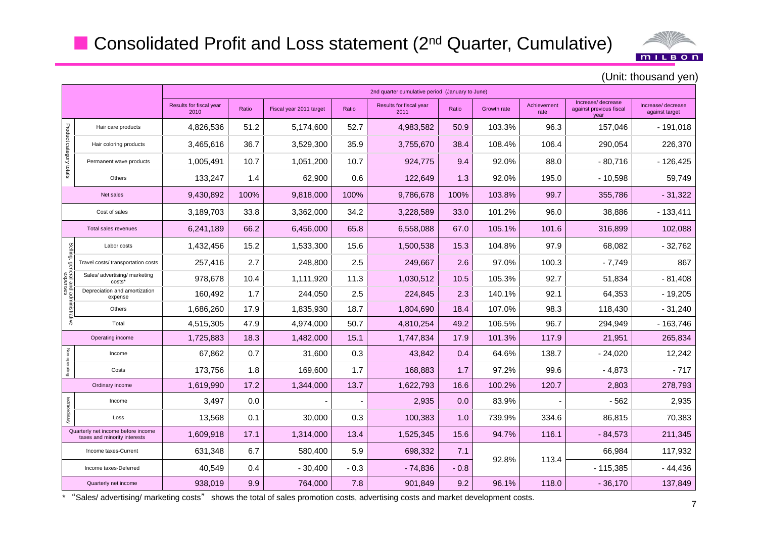# Consolidated Profit and Loss statement (2nd Quarter, Cumulative)

(Unit: thousand yen)

| | | 2nd quarter cumulative period (January to June) | | | | | | | | | |
|---|---|---|---|---|---|---|---|---|---|---|---|
| | | Results for fiscal year 2010 | Ratio | Fiscal year 2011 target | Ratio | Results for fiscal year 2011 | Ratio | Growth rate | Achievement rate | Increase/ decrease against previous fiscal year | Increase/ decrease against target |
| Product category totals | Hair care products | 4,826,536 | 51.2 | 5,174,600 | 52.7 | 4,983,582 | 50.9 | 103.3% | 96.3 | 157,046 | - 191,018 |
| | Hair coloring products | 3,465,616 | 36.7 | 3,529,300 | 35.9 | 3,755,670 | 38.4 | 108.4% | 106.4 | 290,054 | 226,370 |
| | Permanent wave products | 1,005,491 | 10.7 | 1,051,200 | 10.7 | 924,775 | 9.4 | 92.0% | 88.0 | - 80,716 | - 126,425 |
| | Others | 133,247 | 1.4 | 62,900 | 0.6 | 122,649 | 1.3 | 92.0% | 195.0 | - 10,598 | 59,749 |
| Net sales | | 9,430,892 | 100% | 9,818,000 | 100% | 9,786,678 | 100% | 103.8% | 99.7 | 355,786 | - 31,322 |
| Cost of sales | | 3,189,703 | 33.8 | 3,362,000 | 34.2 | 3,228,589 | 33.0 | 101.2% | 96.0 | 38,886 | - 133,411 |
| Total sales revenues | | 6,241,189 | 66.2 | 6,456,000 | 65.8 | 6,558,088 | 67.0 | 105.1% | 101.6 | 316,899 | 102,088 |
| Selling, general and administrative expenses | Labor costs | 1,432,456 | 15.2 | 1,533,300 | 15.6 | 1,500,538 | 15.3 | 104.8% | 97.9 | 68,082 | - 32,762 |
| | Travel costs/ transportation costs | 257,416 | 2.7 | 248,800 | 2.5 | 249,667 | 2.6 | 97.0% | 100.3 | - 7,749 | 867 |
| | Sales/ advertising/ marketing costs* | 978,678 | 10.4 | 1,111,920 | 11.3 | 1,030,512 | 10.5 | 105.3% | 92.7 | 51,834 | - 81,408 |
| | Depreciation and amortization expense | 160,492 | 1.7 | 244,050 | 2.5 | 224,845 | 2.3 | 140.1% | 92.1 | 64,353 | - 19,205 |
| | Others | 1,686,260 | 17.9 | 1,835,930 | 18.7 | 1,804,690 | 18.4 | 107.0% | 98.3 | 118,430 | - 31,240 |
| | Total | 4,515,305 | 47.9 | 4,974,000 | 50.7 | 4,810,254 | 49.2 | 106.5% | 96.7 | 294,949 | - 163,746 |
| Operating income | | 1,725,883 | 18.3 | 1,482,000 | 15.1 | 1,747,834 | 17.9 | 101.3% | 117.9 | 21,951 | 265,834 |
| Non-operating | Income | 67,862 | 0.7 | 31,600 | 0.3 | 43,842 | 0.4 | 64.6% | 138.7 | - 24,020 | 12,242 |
| | Costs | 173,756 | 1.8 | 169,600 | 1.7 | 168,883 | 1.7 | 97.2% | 99.6 | - 4,873 | - 717 |
| Ordinary income | | 1,619,990 | 17.2 | 1,344,000 | 13.7 | 1,622,793 | 16.6 | 100.2% | 120.7 | 2,803 | 278,793 |
| Extraordinary | Income | 3,497 | 0.0 | - | - | 2,935 | 0.0 | 83.9% | - | - 562 | 2,935 |
| | Loss | 13,568 | 0.1 | 30,000 | 0.3 | 100,383 | 1.0 | 739.9% | 334.6 | 86,815 | 70,383 |
| Quarterly net income before income taxes and minority interests | | 1,609,918 | 17.1 | 1,314,000 | 13.4 | 1,525,345 | 15.6 | 94.7% | 116.1 | - 84,573 | 211,345 |
| Income taxes-Current | | 631,348 | 6.7 | 580,400 | 5.9 | 698,332 | 7.1 | 92.8% | 113.4 | 66,984 | 117,932 |
| Income taxes-Deferred | | 40,549 | 0.4 | - 30,400 | - 0.3 | - 74,836 | - 0.8 | | | - 115,385 | - 44,436 |
| Quarterly net income | | 938,019 | 9.9 | 764,000 | 7.8 | 901,849 | 9.2 | 96.1% | 118.0 | - 36,170 | 137,849 |

* "Sales/ advertising/ marketing costs" shows the total of sales promotion costs, advertising costs and market development costs.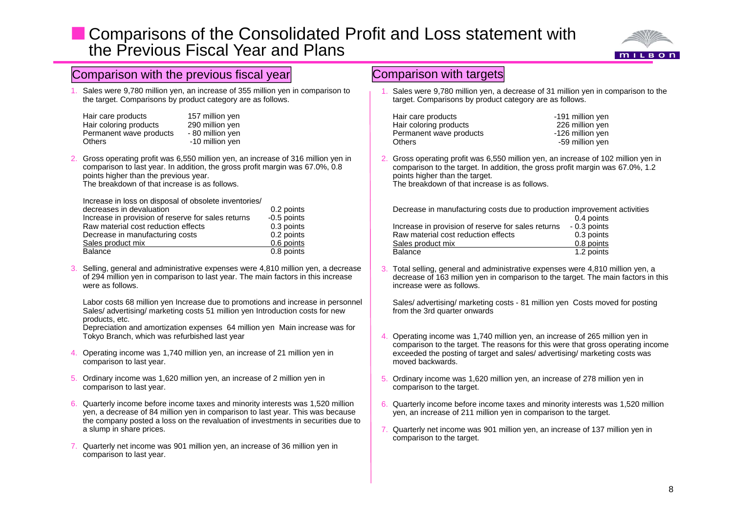# Comparisons of the Consolidated Profit and Loss statement with the Previous Fiscal Year and Plans

## Comparison with the previous fiscal year

1. Sales were 9,780 million yen, an increase of 355 million yen in comparison to the target. Comparisons by product category are as follows.

| | |
|---|---|
| Hair care products | 157 million yen |
| Hair coloring products | 290 million yen |
| Permanent wave products | - 80 million yen |
| Others | -10 million yen |

2. Gross operating profit was 6,550 million yen, an increase of 316 million yen in comparison to last year. In addition, the gross profit margin was 67.0%, 0.8 points higher than the previous year.
   The breakdown of that increase is as follows.

| | |
|---|---|
| Increase in loss on disposal of obsolete inventories/ decreases in devaluation | 0.2 points |
| Increase in provision of reserve for sales returns | -0.5 points |
| Raw material cost reduction effects | 0.3 points |
| Decrease in manufacturing costs | 0.2 points |
| Sales product mix | 0.6 points |
| Balance | 0.8 points |

3. Selling, general and administrative expenses were 4,810 million yen, a decrease of 294 million yen in comparison to last year. The main factors in this increase were as follows.

   Labor costs 68 million yen Increase due to promotions and increase in personnel
   Sales/ advertising/ marketing costs 51 million yen Introduction costs for new products, etc.
   Depreciation and amortization expenses 64 million yen Main increase was for Tokyo Branch, which was refurbished last year

4. Operating income was 1,740 million yen, an increase of 21 million yen in comparison to last year.

5. Ordinary income was 1,620 million yen, an increase of 2 million yen in comparison to last year.

6. Quarterly income before income taxes and minority interests was 1,520 million yen, a decrease of 84 million yen in comparison to last year. This was because the company posted a loss on the revaluation of investments in securities due to a slump in share prices.

7. Quarterly net income was 901 million yen, an increase of 36 million yen in comparison to last year.

## Comparison with targets

1. Sales were 9,780 million yen, a decrease of 31 million yen in comparison to the target. Comparisons by product category are as follows.

| | |
|---|---|
| Hair care products | -191 million yen |
| Hair coloring products | 226 million yen |
| Permanent wave products | -126 million yen |
| Others | -59 million yen |

2. Gross operating profit was 6,550 million yen, an increase of 102 million yen in comparison to the target. In addition, the gross profit margin was 67.0%, 1.2 points higher than the target.
   The breakdown of that increase is as follows.

| | |
|---|---|
| Decrease in manufacturing costs due to production improvement activities | 0.4 points |
| Increase in provision of reserve for sales returns | - 0.3 points |
| Raw material cost reduction effects | 0.3 points |
| Sales product mix | 0.8 points |
| Balance | 1.2 points |

3. Total selling, general and administrative expenses were 4,810 million yen, a decrease of 163 million yen in comparison to the target. The main factors in this increase were as follows.

   Sales/ advertising/ marketing costs - 81 million yen Costs moved for posting from the 3rd quarter onwards

4. Operating income was 1,740 million yen, an increase of 265 million yen in comparison to the target. The reasons for this were that gross operating income exceeded the posting of target and sales/ advertising/ marketing costs was moved backwards.

5. Ordinary income was 1,620 million yen, an increase of 278 million yen in comparison to the target.

6. Quarterly income before income taxes and minority interests was 1,520 million yen, an increase of 211 million yen in comparison to the target.

7. Quarterly net income was 901 million yen, an increase of 137 million yen in comparison to the target.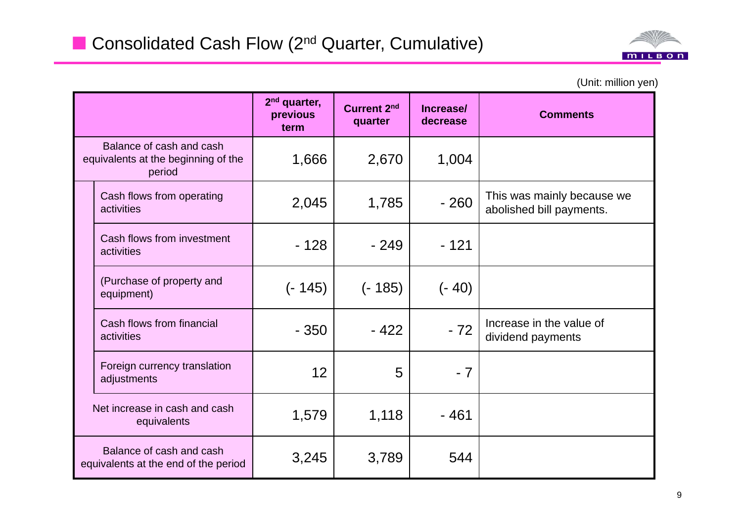## Consolidated Cash Flow (2nd Quarter, Cumulative)

(Unit: million yen)

| | 2nd quarter, previous term | Current 2nd quarter | Increase/ decrease | Comments |
|---|---|---|---|---|
| Balance of cash and cash equivalents at the beginning of the period | 1,666 | 2,670 | 1,004 | |
| Cash flows from operating activities | 2,045 | 1,785 | - 260 | This was mainly because we abolished bill payments. |
| Cash flows from investment activities | - 128 | - 249 | - 121 | |
| (Purchase of property and equipment) | (- 145) | (- 185) | (- 40) | |
| Cash flows from financial activities | - 350 | - 422 | - 72 | Increase in the value of dividend payments |
| Foreign currency translation adjustments | 12 | 5 | - 7 | |
| Net increase in cash and cash equivalents | 1,579 | 1,118 | - 461 | |
| Balance of cash and cash equivalents at the end of the period | 3,245 | 3,789 | 544 | |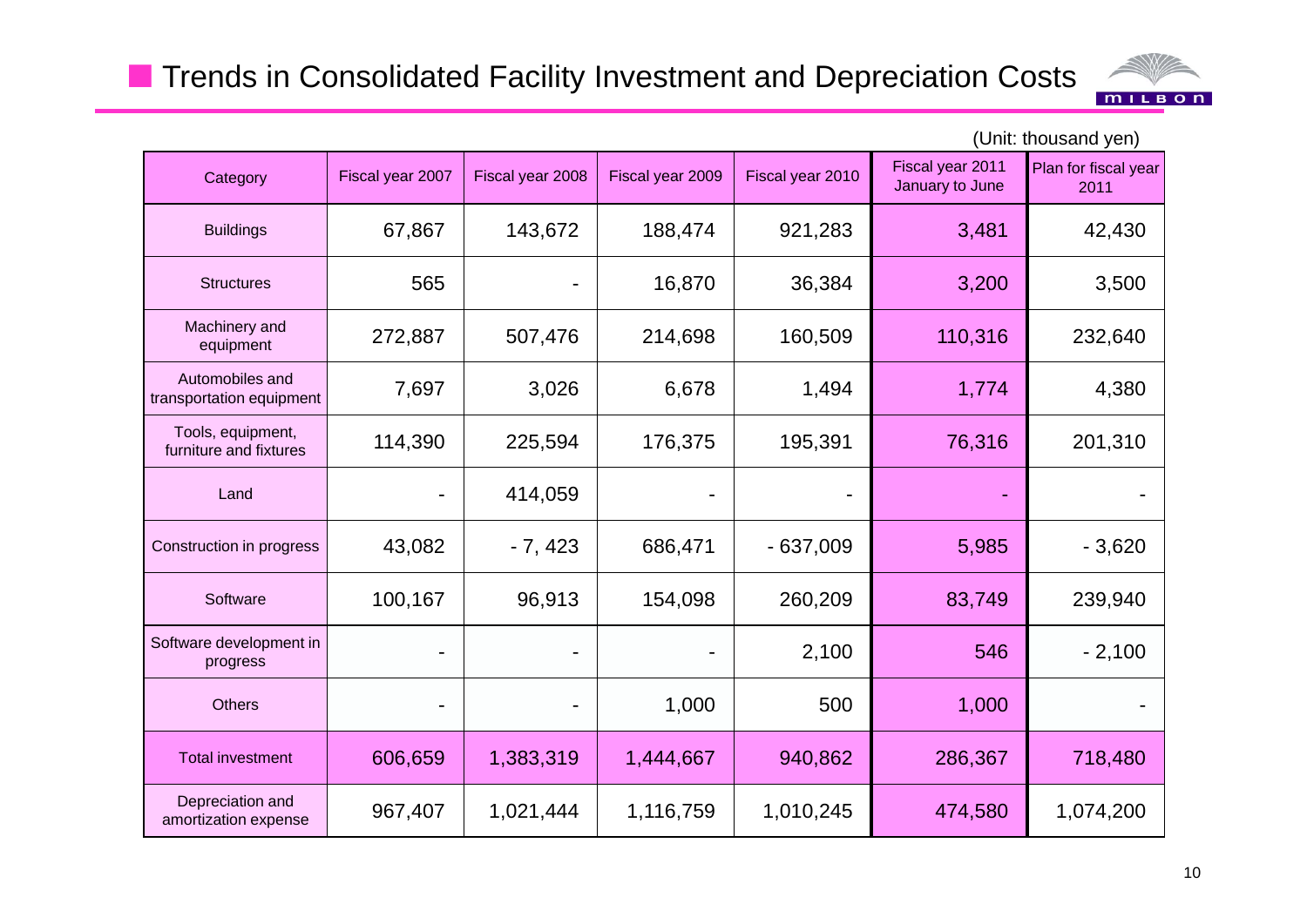## Trends in Consolidated Facility Investment and Depreciation Costs

(Unit: thousand yen)

| Category | Fiscal year 2007 | Fiscal year 2008 | Fiscal year 2009 | Fiscal year 2010 | Fiscal year 2011 January to June | Plan for fiscal year 2011 |
|---|---|---|---|---|---|---|
| Buildings | 67,867 | 143,672 | 188,474 | 921,283 | 3,481 | 42,430 |
| Structures | 565 | - | 16,870 | 36,384 | 3,200 | 3,500 |
| Machinery and equipment | 272,887 | 507,476 | 214,698 | 160,509 | 110,316 | 232,640 |
| Automobiles and transportation equipment | 7,697 | 3,026 | 6,678 | 1,494 | 1,774 | 4,380 |
| Tools, equipment, furniture and fixtures | 114,390 | 225,594 | 176,375 | 195,391 | 76,316 | 201,310 |
| Land | - | 414,059 | - | - | - | - |
| Construction in progress | 43,082 | - 7, 423 | 686,471 | - 637,009 | 5,985 | - 3,620 |
| Software | 100,167 | 96,913 | 154,098 | 260,209 | 83,749 | 239,940 |
| Software development in progress | - | - | - | 2,100 | 546 | - 2,100 |
| Others | - | - | 1,000 | 500 | 1,000 | - |
| Total investment | 606,659 | 1,383,319 | 1,444,667 | 940,862 | 286,367 | 718,480 |
| Depreciation and amortization expense | 967,407 | 1,021,444 | 1,116,759 | 1,010,245 | 474,580 | 1,074,200 |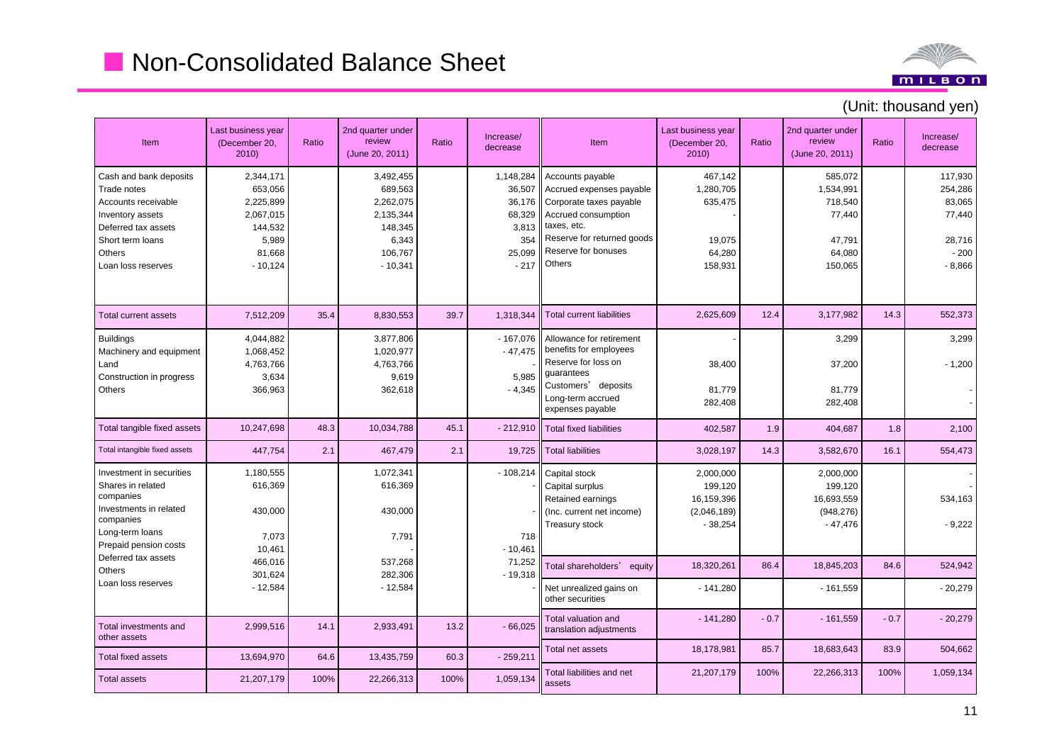# Non-Consolidated Balance Sheet

(Unit: thousand yen)

| Item | Last business year (December 20, 2010) | Ratio | 2nd quarter under review (June 20, 2011) | Ratio | Increase/ decrease | Item | Last business year (December 20, 2010) | Ratio | 2nd quarter under review (June 20, 2011) | Ratio | Increase/ decrease |
|---|---|---|---|---|---|---|---|---|---|---|---|
| Cash and bank deposits | 2,344,171 | | 3,492,455 | | 1,148,284 | Accounts payable | 467,142 | | 585,072 | | 117,930 |
| Trade notes | 653,056 | | 689,563 | | 36,507 | Accrued expenses payable | 1,280,705 | | 1,534,991 | | 254,286 |
| Accounts receivable | 2,225,899 | | 2,262,075 | | 36,176 | Corporate taxes payable | 635,475 | | 718,540 | | 83,065 |
| Inventory assets | 2,067,015 | | 2,135,344 | | 68,329 | Accrued consumption taxes, etc. | - | | 77,440 | | 77,440 |
| Deferred tax assets | 144,532 | | 148,345 | | 3,813 | Reserve for returned goods | 19,075 | | 47,791 | | 28,716 |
| Short term loans | 5,989 | | 6,343 | | 354 | Reserve for bonuses | 64,280 | | 64,080 | | - 200 |
| Others | 81,668 | | 106,767 | | 25,099 | Others | 158,931 | | 150,065 | | - 8,866 |
| Loan loss reserves | - 10,124 | | - 10,341 | | - 217 | | | | | | |
| Total current assets | 7,512,209 | 35.4 | 8,830,553 | 39.7 | 1,318,344 | Total current liabilities | 2,625,609 | 12.4 | 3,177,982 | 14.3 | 552,373 |
| Buildings | 4,044,882 | | 3,877,806 | | - 167,076 | Allowance for retirement benefits for employees | - | | 3,299 | | 3,299 |
| Machinery and equipment | 1,068,452 | | 1,020,977 | | - 47,475 | Reserve for loss on guarantees | 38,400 | | 37,200 | | - 1,200 |
| Land | 4,763,766 | | 4,763,766 | | - | Customers' deposits | 81,779 | | 81,779 | | - |
| Construction in progress | 3,634 | | 9,619 | | 5,985 | Long-term accrued expenses payable | 282,408 | | 282,408 | | - |
| Others | 366,963 | | 362,618 | | - 4,345 | | | | | | |
| Total tangible fixed assets | 10,247,698 | 48.3 | 10,034,788 | 45.1 | - 212,910 | Total fixed liabilities | 402,587 | 1.9 | 404,687 | 1.8 | 2,100 |
| Total intangible fixed assets | 447,754 | 2.1 | 467,479 | 2.1 | 19,725 | Total liabilities | 3,028,197 | 14.3 | 3,582,670 | 16.1 | 554,473 |
| Investment in securities | 1,180,555 | | 1,072,341 | | - 108,214 | Capital stock | 2,000,000 | | 2,000,000 | | - |
| Shares in related companies | 616,369 | | 616,369 | | - | Capital surplus | 199,120 | | 199,120 | | - |
| Investments in related companies | 430,000 | | 430,000 | | - | Retained earnings | 16,159,396 | | 16,693,559 | | 534,163 |
| Long-term loans | 7,073 | | 7,791 | | 718 | (Inc. current net income) | (2,046,189) | | (948,276) | | |
| Prepaid pension costs | 10,461 | | - | | - 10,461 | Treasury stock | - 38,254 | | - 47,476 | | - 9,222 |
| Deferred tax assets | 466,016 | | 537,268 | | 71,252 | Total shareholders' equity | 18,320,261 | 86.4 | 18,845,203 | 84.6 | 524,942 |
| Others | 301,624 | | 282,306 | | - 19,318 | Net unrealized gains on other securities | - 141,280 | | - 161,559 | | - 20,279 |
| Loan loss reserves | - 12,584 | | - 12,584 | | - | | | | | | |
| Total investments and other assets | 2,999,516 | 14.1 | 2,933,491 | 13.2 | - 66,025 | Total valuation and translation adjustments | - 141,280 | - 0.7 | - 161,559 | - 0.7 | - 20,279 |
| Total fixed assets | 13,694,970 | 64.6 | 13,435,759 | 60.3 | - 259,211 | Total net assets | 18,178,981 | 85.7 | 18,683,643 | 83.9 | 504,662 |
| Total assets | 21,207,179 | 100% | 22,266,313 | 100% | 1,059,134 | Total liabilities and net assets | 21,207,179 | 100% | 22,266,313 | 100% | 1,059,134 |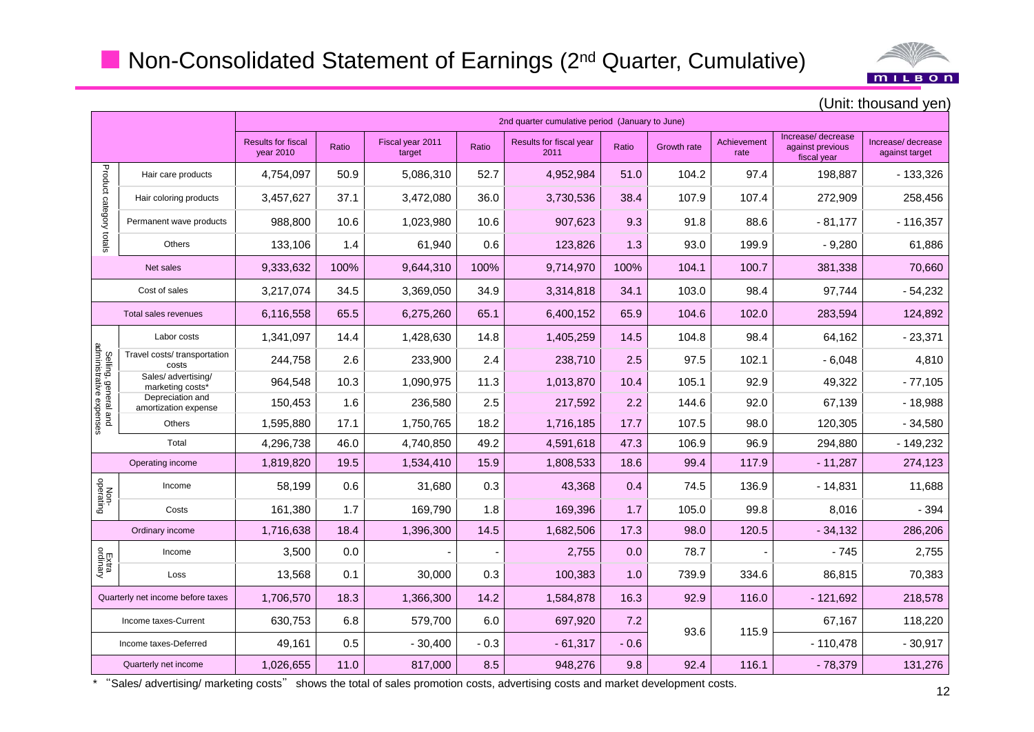# Non-Consolidated Statement of Earnings (2nd Quarter, Cumulative)

(Unit: thousand yen)

| | | 2nd quarter cumulative period (January to June) | | | | | | | | | |
|---|---|---|---|---|---|---|---|---|---|---|---|
| | | Results for fiscal year 2010 | Ratio | Fiscal year 2011 target | Ratio | Results for fiscal year 2011 | Ratio | Growth rate | Achievement rate | Increase/ decrease against previous fiscal year | Increase/ decrease against target |
| Product category totals | Hair care products | 4,754,097 | 50.9 | 5,086,310 | 52.7 | 4,952,984 | 51.0 | 104.2 | 97.4 | 198,887 | - 133,326 |
| | Hair coloring products | 3,457,627 | 37.1 | 3,472,080 | 36.0 | 3,730,536 | 38.4 | 107.9 | 107.4 | 272,909 | 258,456 |
| | Permanent wave products | 988,800 | 10.6 | 1,023,980 | 10.6 | 907,623 | 9.3 | 91.8 | 88.6 | - 81,177 | - 116,357 |
| | Others | 133,106 | 1.4 | 61,940 | 0.6 | 123,826 | 1.3 | 93.0 | 199.9 | - 9,280 | 61,886 |
| Net sales | | 9,333,632 | 100% | 9,644,310 | 100% | 9,714,970 | 100% | 104.1 | 100.7 | 381,338 | 70,660 |
| Cost of sales | | 3,217,074 | 34.5 | 3,369,050 | 34.9 | 3,314,818 | 34.1 | 103.0 | 98.4 | 97,744 | - 54,232 |
| Total sales revenues | | 6,116,558 | 65.5 | 6,275,260 | 65.1 | 6,400,152 | 65.9 | 104.6 | 102.0 | 283,594 | 124,892 |
| Selling, general and administrative expenses | Labor costs | 1,341,097 | 14.4 | 1,428,630 | 14.8 | 1,405,259 | 14.5 | 104.8 | 98.4 | 64,162 | - 23,371 |
| | Travel costs/ transportation costs | 244,758 | 2.6 | 233,900 | 2.4 | 238,710 | 2.5 | 97.5 | 102.1 | - 6,048 | 4,810 |
| | Sales/ advertising/ marketing costs* | 964,548 | 10.3 | 1,090,975 | 11.3 | 1,013,870 | 10.4 | 105.1 | 92.9 | 49,322 | - 77,105 |
| | Depreciation and amortization expense | 150,453 | 1.6 | 236,580 | 2.5 | 217,592 | 2.2 | 144.6 | 92.0 | 67,139 | - 18,988 |
| | Others | 1,595,880 | 17.1 | 1,750,765 | 18.2 | 1,716,185 | 17.7 | 107.5 | 98.0 | 120,305 | - 34,580 |
| | Total | 4,296,738 | 46.0 | 4,740,850 | 49.2 | 4,591,618 | 47.3 | 106.9 | 96.9 | 294,880 | - 149,232 |
| Operating income | | 1,819,820 | 19.5 | 1,534,410 | 15.9 | 1,808,533 | 18.6 | 99.4 | 117.9 | - 11,287 | 274,123 |
| Non-operating | Income | 58,199 | 0.6 | 31,680 | 0.3 | 43,368 | 0.4 | 74.5 | 136.9 | - 14,831 | 11,688 |
| | Costs | 161,380 | 1.7 | 169,790 | 1.8 | 169,396 | 1.7 | 105.0 | 99.8 | 8,016 | - 394 |
| Ordinary income | | 1,716,638 | 18.4 | 1,396,300 | 14.5 | 1,682,506 | 17.3 | 98.0 | 120.5 | - 34,132 | 286,206 |
| Extra ordinary | Income | 3,500 | 0.0 | - | - | 2,755 | 0.0 | 78.7 | - | - 745 | 2,755 |
| | Loss | 13,568 | 0.1 | 30,000 | 0.3 | 100,383 | 1.0 | 739.9 | 334.6 | 86,815 | 70,383 |
| Quarterly net income before taxes | | 1,706,570 | 18.3 | 1,366,300 | 14.2 | 1,584,878 | 16.3 | 92.9 | 116.0 | - 121,692 | 218,578 |
| Income taxes-Current | | 630,753 | 6.8 | 579,700 | 6.0 | 697,920 | 7.2 | 93.6 | 115.9 | 67,167 | 118,220 |
| Income taxes-Deferred | | 49,161 | 0.5 | - 30,400 | - 0.3 | - 61,317 | - 0.6 | | | - 110,478 | - 30,917 |
| Quarterly net income | | 1,026,655 | 11.0 | 817,000 | 8.5 | 948,276 | 9.8 | 92.4 | 116.1 | - 78,379 | 131,276 |

* "Sales/ advertising/ marketing costs" shows the total of sales promotion costs, advertising costs and market development costs.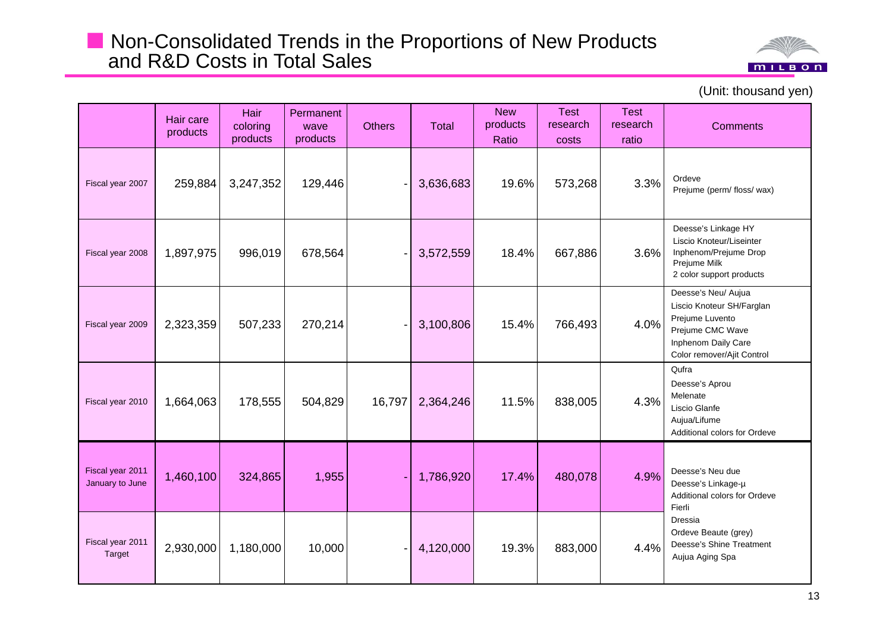## Non-Consolidated Trends in the Proportions of New Products and R&D Costs in Total Sales

(Unit: thousand yen)

| | Hair care products | Hair coloring products | Permanent wave products | Others | Total | New products Ratio | Test research costs | Test research ratio | Comments |
|---|---|---|---|---|---|---|---|---|---|
| Fiscal year 2007 | 259,884 | 3,247,352 | 129,446 | - | 3,636,683 | 19.6% | 573,268 | 3.3% | Ordeve<br>Prejume (perm/ floss/ wax) |
| Fiscal year 2008 | 1,897,975 | 996,019 | 678,564 | - | 3,572,559 | 18.4% | 667,886 | 3.6% | Deesse's Linkage HY<br>Liscio Knoteur/Liseinter<br>Inphenom/Prejume Drop<br>Prejume Milk<br>2 color support products |
| Fiscal year 2009 | 2,323,359 | 507,233 | 270,214 | - | 3,100,806 | 15.4% | 766,493 | 4.0% | Deesse's Neu/ Aujua<br>Liscio Knoteur SH/Farglan<br>Prejume Luvento<br>Prejume CMC Wave<br>Inphenom Daily Care<br>Color remover/Ajit Control |
| Fiscal year 2010 | 1,664,063 | 178,555 | 504,829 | 16,797 | 2,364,246 | 11.5% | 838,005 | 4.3% | Qufra<br>Deesse's Aprou<br>Melenate<br>Liscio Glanfe<br>Aujua/Lifume<br>Additional colors for Ordeve |
| Fiscal year 2011 January to June | 1,460,100 | 324,865 | 1,955 | - | 1,786,920 | 17.4% | 480,078 | 4.9% | Deesse's Neu due<br>Deesse's Linkage-μ<br>Additional colors for Ordeve<br>Fierli<br>Dressia<br>Ordeve Beaute (grey)<br>Deesse's Shine Treatment<br>Aujua Aging Spa |
| Fiscal year 2011 Target | 2,930,000 | 1,180,000 | 10,000 | - | 4,120,000 | 19.3% | 883,000 | 4.4% | |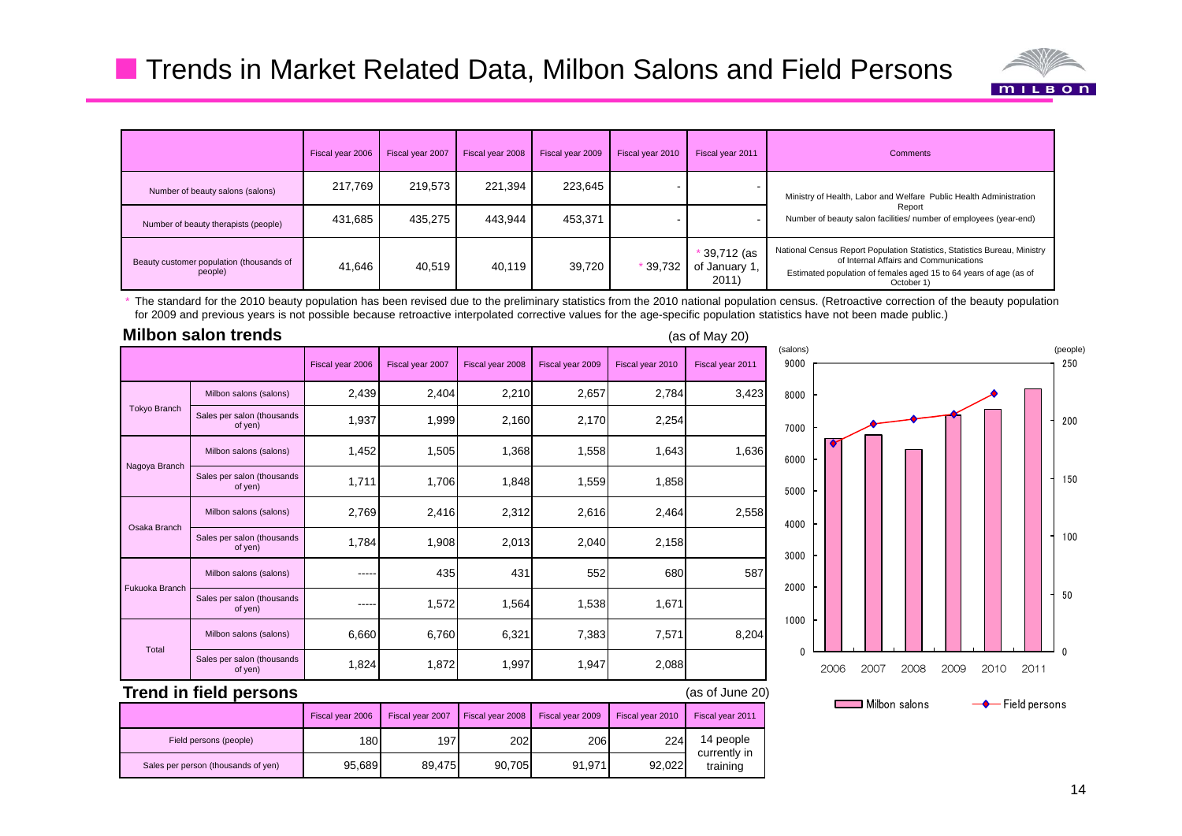# Trends in Market Related Data, Milbon Salons and Field Persons

| | Fiscal year 2006 | Fiscal year 2007 | Fiscal year 2008 | Fiscal year 2009 | Fiscal year 2010 | Fiscal year 2011 | Comments |
|---|---|---|---|---|---|---|---|
| Number of beauty salons (salons) | 217,769 | 219,573 | 221,394 | 223,645 | - | - | Ministry of Health, Labor and Welfare Public Health Administration Report<br>Number of beauty salon facilities/ number of employees (year-end) |
| Number of beauty therapists (people) | 431,685 | 435,275 | 443,944 | 453,371 | - | - | |
| Beauty customer population (thousands of people) | 41,646 | 40,519 | 40,119 | 39,720 | * 39,732 | * 39,712 (as of January 1, 2011) | National Census Report Population Statistics, Statistics Bureau, Ministry of Internal Affairs and Communications<br>Estimated population of females aged 15 to 64 years of age (as of October 1) |

* The standard for the 2010 beauty population has been revised due to the preliminary statistics from the 2010 national population census. (Retroactive correction of the beauty population for 2009 and previous years is not possible because retroactive interpolated corrective values for the age-specific population statistics have not been made public.)

## Milbon salon trends

(as of May 20)

| | | Fiscal year 2006 | Fiscal year 2007 | Fiscal year 2008 | Fiscal year 2009 | Fiscal year 2010 | Fiscal year 2011 |
|---|---|---|---|---|---|---|---|
| Tokyo Branch | Milbon salons (salons) | 2,439 | 2,404 | 2,210 | 2,657 | 2,784 | 3,423 |
| | Sales per salon (thousands of yen) | 1,937 | 1,999 | 2,160 | 2,170 | 2,254 | |
| Nagoya Branch | Milbon salons (salons) | 1,452 | 1,505 | 1,368 | 1,558 | 1,643 | 1,636 |
| | Sales per salon (thousands of yen) | 1,711 | 1,706 | 1,848 | 1,559 | 1,858 | |
| Osaka Branch | Milbon salons (salons) | 2,769 | 2,416 | 2,312 | 2,616 | 2,464 | 2,558 |
| | Sales per salon (thousands of yen) | 1,784 | 1,908 | 2,013 | 2,040 | 2,158 | |
| Fukuoka Branch | Milbon salons (salons) | ----- | 435 | 431 | 552 | 680 | 587 |
| | Sales per salon (thousands of yen) | ----- | 1,572 | 1,564 | 1,538 | 1,671 | |
| Total | Milbon salons (salons) | 6,660 | 6,760 | 6,321 | 7,383 | 7,571 | 8,204 |
| | Sales per salon (thousands of yen) | 1,824 | 1,872 | 1,997 | 1,947 | 2,088 | |

## Trend in field persons

(as of June 20)

| | Fiscal year 2006 | Fiscal year 2007 | Fiscal year 2008 | Fiscal year 2009 | Fiscal year 2010 | Fiscal year 2011 |
|---|---|---|---|---|---|---|
| Field persons (people) | 180 | 197 | 202 | 206 | 224 | 14 people currently in training |
| Sales per person (thousands of yen) | 95,689 | 89,475 | 90,705 | 91,971 | 92,022 | |

(salons) / (people)

Milbon salons — Field persons

2006 2007 2008 2009 2010 2011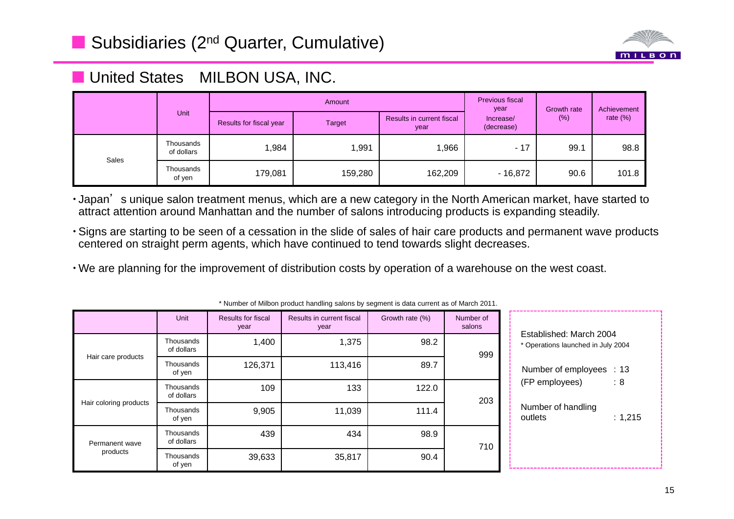# Subsidiaries (2nd Quarter, Cumulative)

## United States　MILBON USA, INC.

| | Unit | Amount | | | Previous fiscal year Increase/ (decrease) | Growth rate (%) | Achievement rate (%) |
|---|---|---|---|---|---|---|---|
| | | Results for fiscal year | Target | Results in current fiscal year | | | |
| Sales | Thousands of dollars | 1,984 | 1,991 | 1,966 | - 17 | 99.1 | 98.8 |
| | Thousands of yen | 179,081 | 159,280 | 162,209 | - 16,872 | 90.6 | 101.8 |

- Japan's unique salon treatment menus, which are a new category in the North American market, have started to attract attention around Manhattan and the number of salons introducing products is expanding steadily.
- Signs are starting to be seen of a cessation in the slide of sales of hair care products and permanent wave products centered on straight perm agents, which have continued to tend towards slight decreases.
- We are planning for the improvement of distribution costs by operation of a warehouse on the west coast.

\* Number of Milbon product handling salons by segment is data current as of March 2011.

| | Unit | Results for fiscal year | Results in current fiscal year | Growth rate (%) | Number of salons |
|---|---|---|---|---|---|
| Hair care products | Thousands of dollars | 1,400 | 1,375 | 98.2 | 999 |
| | Thousands of yen | 126,371 | 113,416 | 89.7 | |
| Hair coloring products | Thousands of dollars | 109 | 133 | 122.0 | 203 |
| | Thousands of yen | 9,905 | 11,039 | 111.4 | |
| Permanent wave products | Thousands of dollars | 439 | 434 | 98.9 | 710 |
| | Thousands of yen | 39,633 | 35,817 | 90.4 | |

Established: March 2004
\* Operations launched in July 2004

Number of employees : 13
(FP employees) : 8

Number of handling outlets : 1,215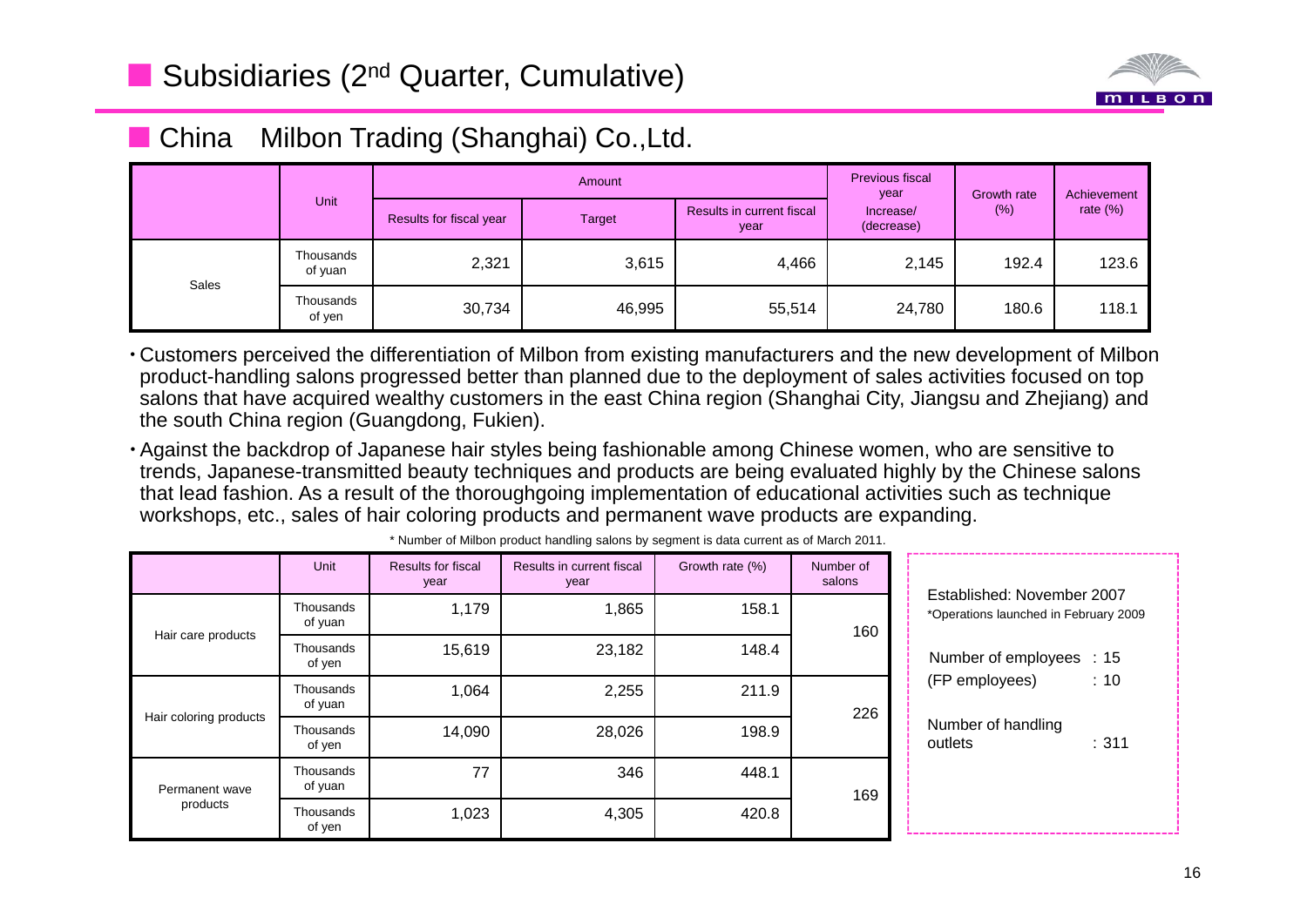# Subsidiaries (2nd Quarter, Cumulative)

## China　Milbon Trading (Shanghai) Co.,Ltd.

| | Unit | Amount | | | Previous fiscal year | Growth rate (%) | Achievement rate (%) |
|---|---|---|---|---|---|---|---|
| | | Results for fiscal year | Target | Results in current fiscal year | Increase/ (decrease) | | |
| Sales | Thousands of yuan | 2,321 | 3,615 | 4,466 | 2,145 | 192.4 | 123.6 |
| | Thousands of yen | 30,734 | 46,995 | 55,514 | 24,780 | 180.6 | 118.1 |

- Customers perceived the differentiation of Milbon from existing manufacturers and the new development of Milbon product-handling salons progressed better than planned due to the deployment of sales activities focused on top salons that have acquired wealthy customers in the east China region (Shanghai City, Jiangsu and Zhejiang) and the south China region (Guangdong, Fukien).
- Against the backdrop of Japanese hair styles being fashionable among Chinese women, who are sensitive to trends, Japanese-transmitted beauty techniques and products are being evaluated highly by the Chinese salons that lead fashion. As a result of the thoroughgoing implementation of educational activities such as technique workshops, etc., sales of hair coloring products and permanent wave products are expanding.

\* Number of Milbon product handling salons by segment is data current as of March 2011.

| | Unit | Results for fiscal year | Results in current fiscal year | Growth rate (%) | Number of salons |
|---|---|---|---|---|---|
| Hair care products | Thousands of yuan | 1,179 | 1,865 | 158.1 | 160 |
| | Thousands of yen | 15,619 | 23,182 | 148.4 | |
| Hair coloring products | Thousands of yuan | 1,064 | 2,255 | 211.9 | 226 |
| | Thousands of yen | 14,090 | 28,026 | 198.9 | |
| Permanent wave products | Thousands of yuan | 77 | 346 | 448.1 | 169 |
| | Thousands of yen | 1,023 | 4,305 | 420.8 | |

Established: November 2007
*Operations launched in February 2009

Number of employees : 15
(FP employees) : 10

Number of handling outlets : 311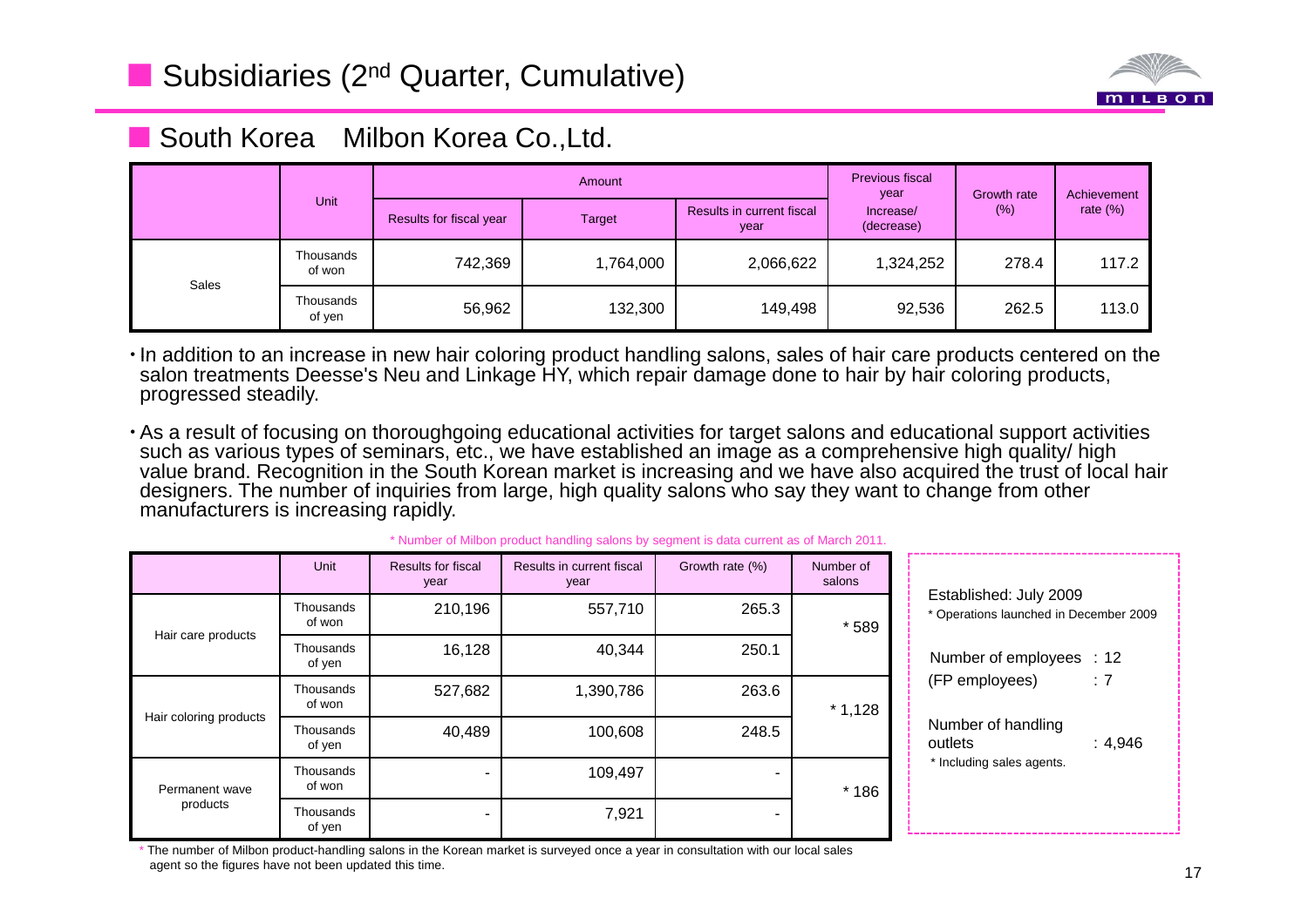# Subsidiaries (2nd Quarter, Cumulative)

## South Korea　Milbon Korea Co.,Ltd.

| | Unit | Amount | | | Previous fiscal year Increase/ (decrease) | Growth rate (%) | Achievement rate (%) |
|---|---|---|---|---|---|---|---|
| | | Results for fiscal year | Target | Results in current fiscal year | | | |
| Sales | Thousands of won | 742,369 | 1,764,000 | 2,066,622 | 1,324,252 | 278.4 | 117.2 |
| | Thousands of yen | 56,962 | 132,300 | 149,498 | 92,536 | 262.5 | 113.0 |

- In addition to an increase in new hair coloring product handling salons, sales of hair care products centered on the salon treatments Deesse's Neu and Linkage HY, which repair damage done to hair by hair coloring products, progressed steadily.
- As a result of focusing on thoroughgoing educational activities for target salons and educational support activities such as various types of seminars, etc., we have established an image as a comprehensive high quality/ high value brand. Recognition in the South Korean market is increasing and we have also acquired the trust of local hair designers. The number of inquiries from large, high quality salons who say they want to change from other manufacturers is increasing rapidly.

\* Number of Milbon product handling salons by segment is data current as of March 2011.

| | Unit | Results for fiscal year | Results in current fiscal year | Growth rate (%) | Number of salons |
|---|---|---|---|---|---|
| Hair care products | Thousands of won | 210,196 | 557,710 | 265.3 | * 589 |
| | Thousands of yen | 16,128 | 40,344 | 250.1 | |
| Hair coloring products | Thousands of won | 527,682 | 1,390,786 | 263.6 | * 1,128 |
| | Thousands of yen | 40,489 | 100,608 | 248.5 | |
| Permanent wave products | Thousands of won | - | 109,497 | - | * 186 |
| | Thousands of yen | - | 7,921 | - | |

\* The number of Milbon product-handling salons in the Korean market is surveyed once a year in consultation with our local sales agent so the figures have not been updated this time.

Established: July 2009
\* Operations launched in December 2009

Number of employees : 12
(FP employees) : 7

Number of handling outlets : 4,946
\* Including sales agents.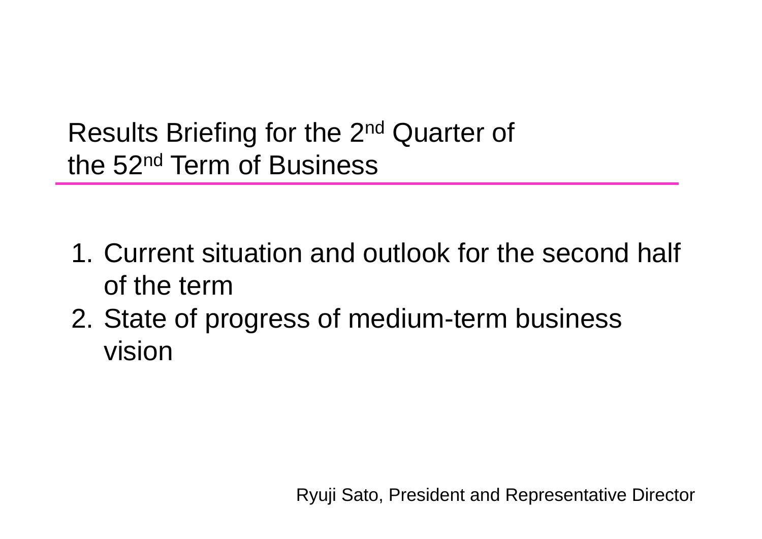# Results Briefing for the 2nd Quarter of the 52nd Term of Business

1. Current situation and outlook for the second half of the term
2. State of progress of medium-term business vision

Ryuji Sato, President and Representative Director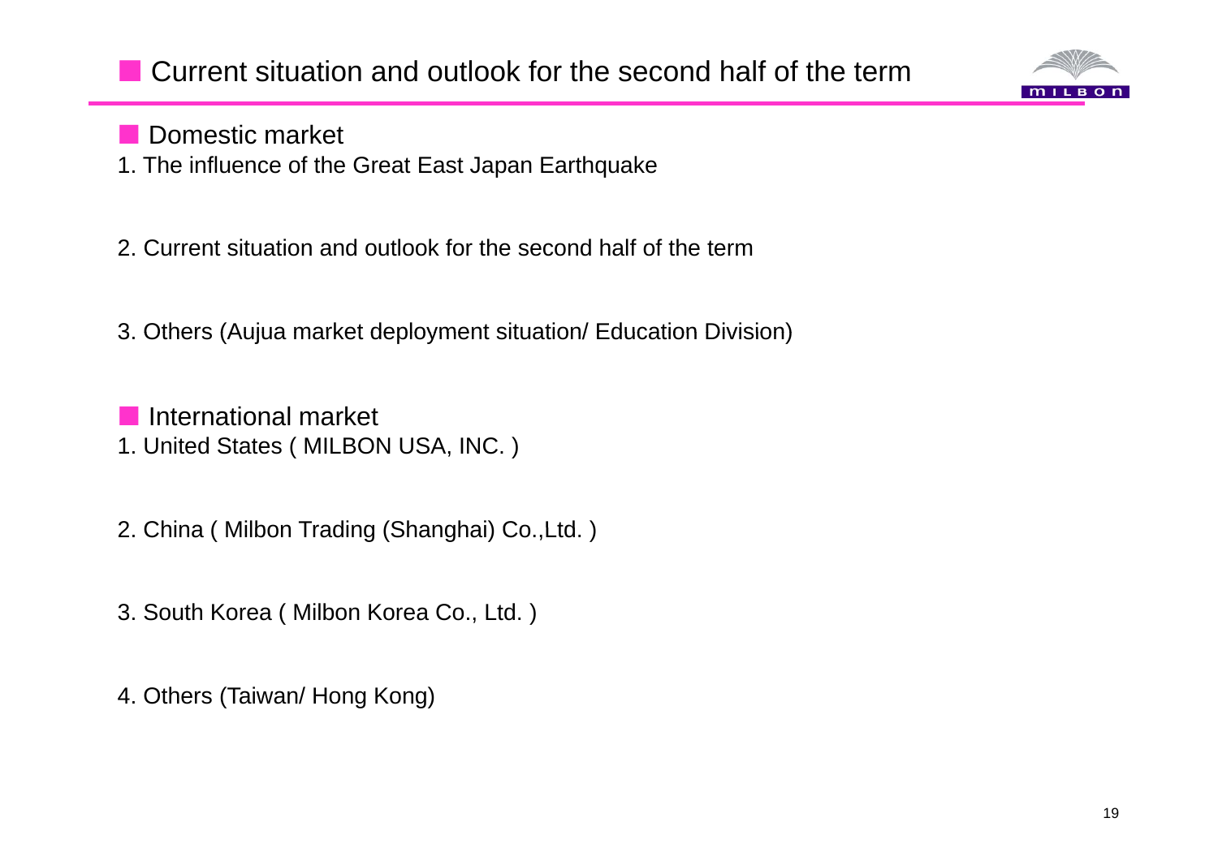# Current situation and outlook for the second half of the term

## Domestic market

1. The influence of the Great East Japan Earthquake

2. Current situation and outlook for the second half of the term

3. Others (Aujua market deployment situation/ Education Division)

## International market

1. United States ( MILBON USA, INC. )

2. China ( Milbon Trading (Shanghai) Co.,Ltd. )

3. South Korea ( Milbon Korea Co., Ltd. )

4. Others (Taiwan/ Hong Kong)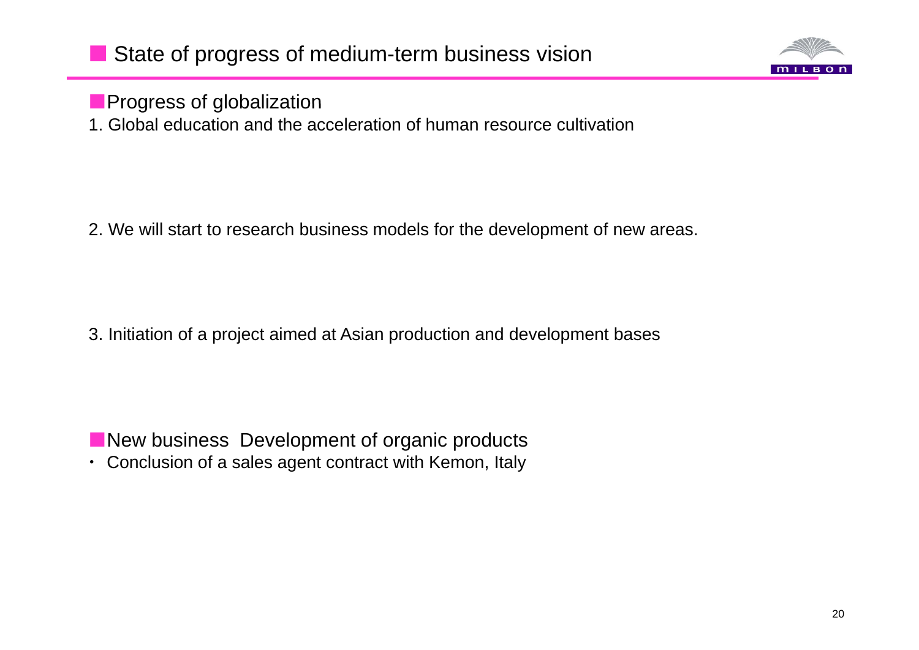# State of progress of medium-term business vision

## Progress of globalization

1. Global education and the acceleration of human resource cultivation

2. We will start to research business models for the development of new areas.

3. Initiation of a project aimed at Asian production and development bases

## New business Development of organic products

- Conclusion of a sales agent contract with Kemon, Italy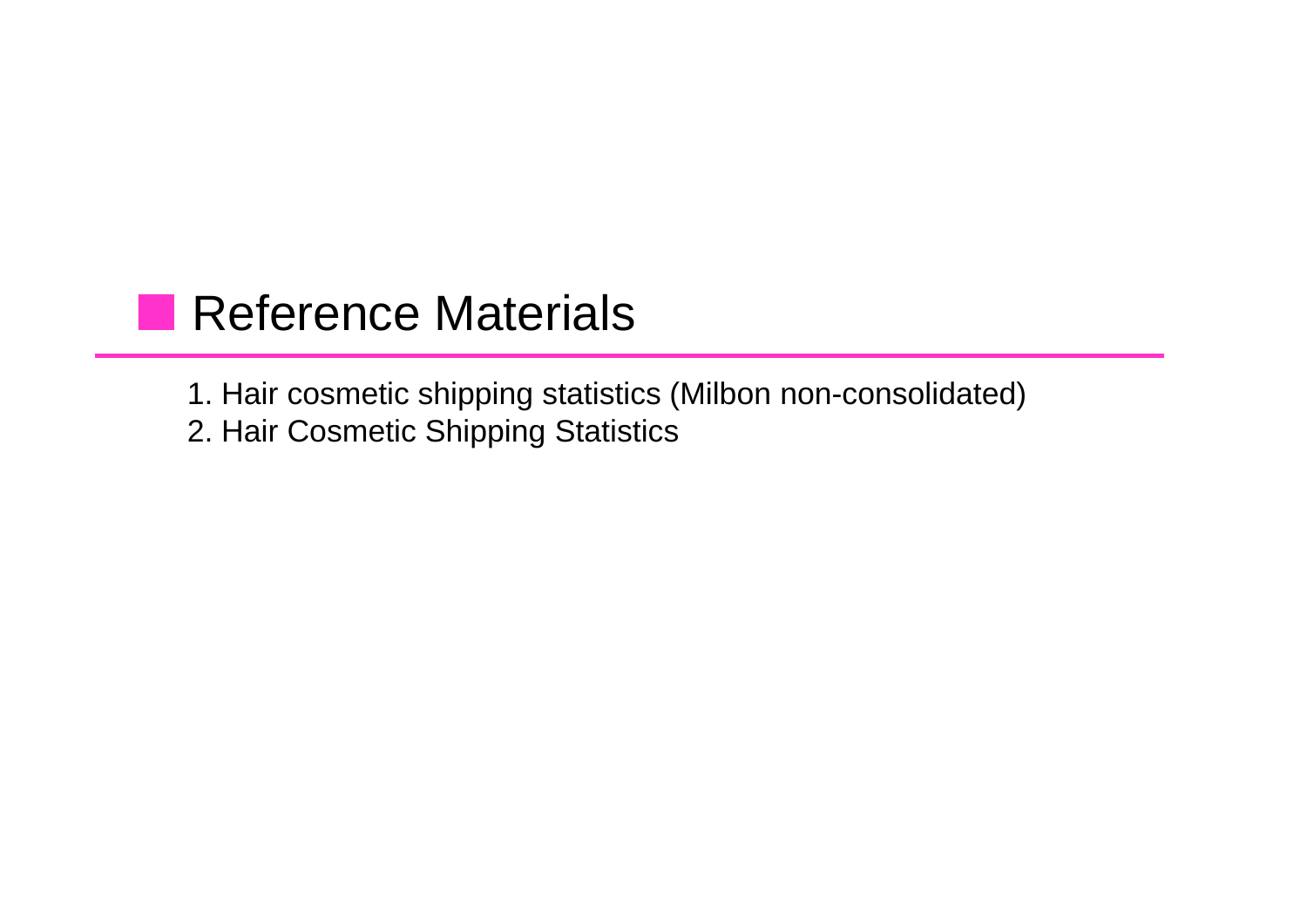## Reference Materials

1. Hair cosmetic shipping statistics (Milbon non-consolidated)
2. Hair Cosmetic Shipping Statistics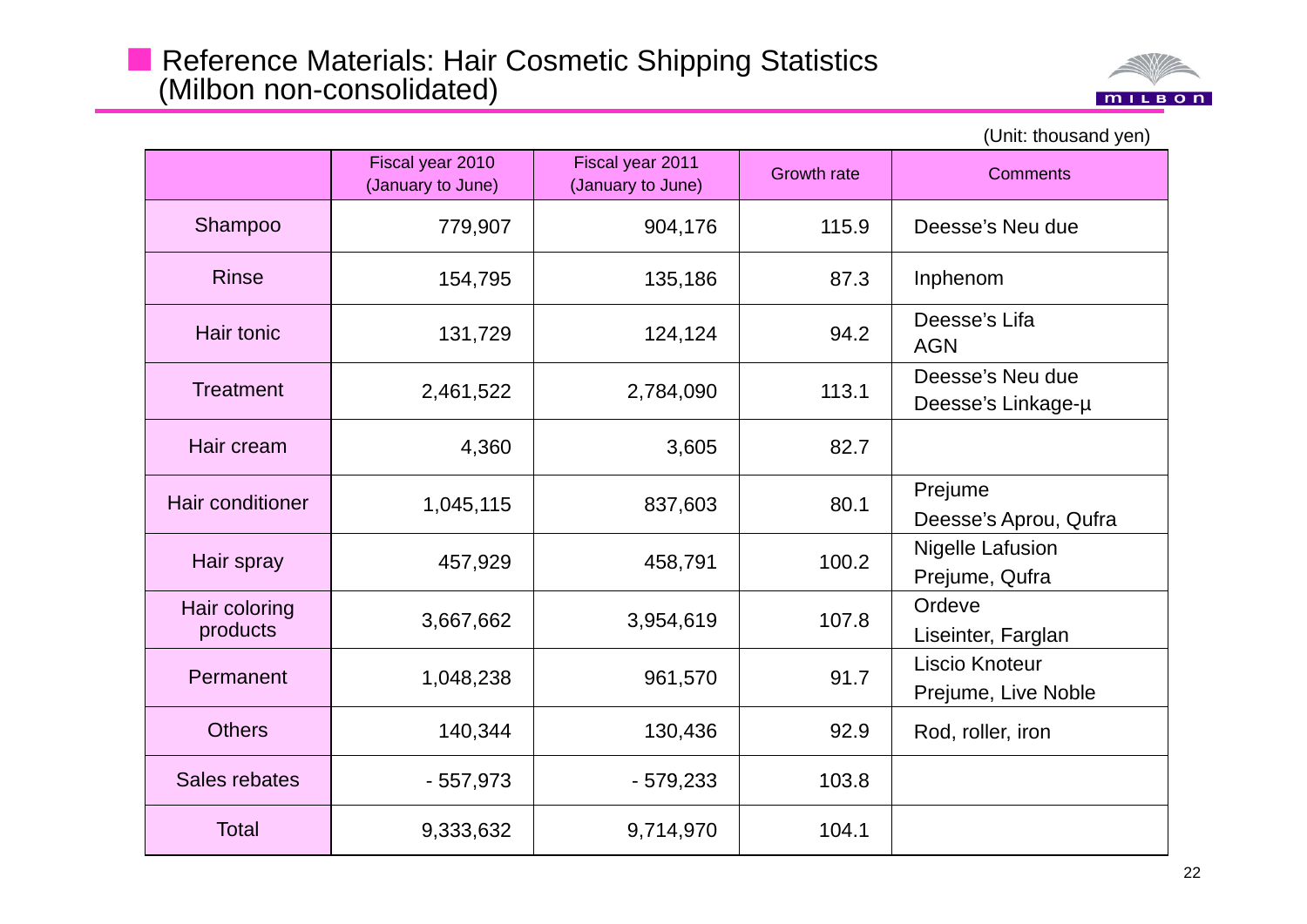## Reference Materials: Hair Cosmetic Shipping Statistics (Milbon non-consolidated)

(Unit: thousand yen)

| | Fiscal year 2010 (January to June) | Fiscal year 2011 (January to June) | Growth rate | Comments |
|---|---|---|---|---|
| Shampoo | 779,907 | 904,176 | 115.9 | Deesse's Neu due |
| Rinse | 154,795 | 135,186 | 87.3 | Inphenom |
| Hair tonic | 131,729 | 124,124 | 94.2 | Deesse's Lifa<br>AGN |
| Treatment | 2,461,522 | 2,784,090 | 113.1 | Deesse's Neu due<br>Deesse's Linkage-μ |
| Hair cream | 4,360 | 3,605 | 82.7 | |
| Hair conditioner | 1,045,115 | 837,603 | 80.1 | Prejume<br>Deesse's Aprou, Qufra |
| Hair spray | 457,929 | 458,791 | 100.2 | Nigelle Lafusion<br>Prejume, Qufra |
| Hair coloring products | 3,667,662 | 3,954,619 | 107.8 | Ordeve<br>Liseinter, Farglan |
| Permanent | 1,048,238 | 961,570 | 91.7 | Liscio Knoteur<br>Prejume, Live Noble |
| Others | 140,344 | 130,436 | 92.9 | Rod, roller, iron |
| Sales rebates | - 557,973 | - 579,233 | 103.8 | |
| Total | 9,333,632 | 9,714,970 | 104.1 | |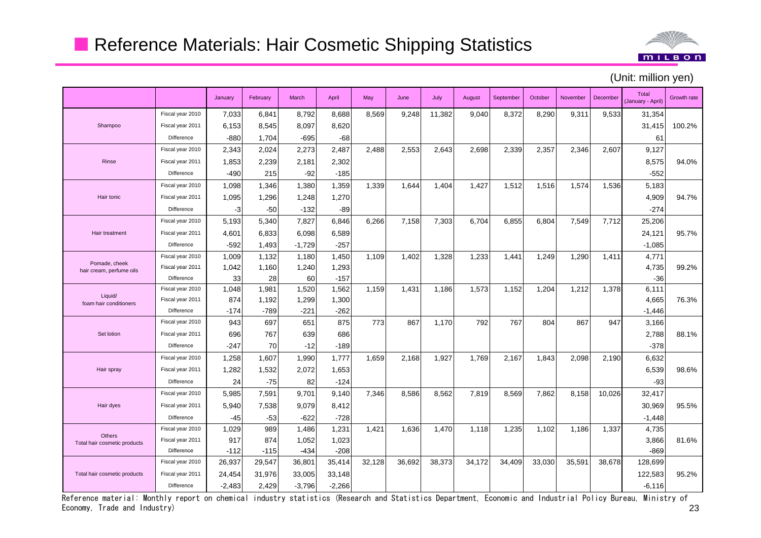## Reference Materials: Hair Cosmetic Shipping Statistics

(Unit: million yen)

| | | January | February | March | April | May | June | July | August | September | October | November | December | Total (January - April) | Growth rate |
|---|---|---|---|---|---|---|---|---|---|---|---|---|---|---|---|
| Shampoo | Fiscal year 2010 | 7,033 | 6,841 | 8,792 | 8,688 | 8,569 | 9,248 | 11,382 | 9,040 | 8,372 | 8,290 | 9,311 | 9,533 | 31,354 | |
| | Fiscal year 2011 | 6,153 | 8,545 | 8,097 | 8,620 | | | | | | | | | 31,415 | 100.2% |
| | Difference | -880 | 1,704 | -695 | -68 | | | | | | | | | 61 | |
| Rinse | Fiscal year 2010 | 2,343 | 2,024 | 2,273 | 2,487 | 2,488 | 2,553 | 2,643 | 2,698 | 2,339 | 2,357 | 2,346 | 2,607 | 9,127 | |
| | Fiscal year 2011 | 1,853 | 2,239 | 2,181 | 2,302 | | | | | | | | | 8,575 | 94.0% |
| | Difference | -490 | 215 | -92 | -185 | | | | | | | | | -552 | |
| Hair tonic | Fiscal year 2010 | 1,098 | 1,346 | 1,380 | 1,359 | 1,339 | 1,644 | 1,404 | 1,427 | 1,512 | 1,516 | 1,574 | 1,536 | 5,183 | |
| | Fiscal year 2011 | 1,095 | 1,296 | 1,248 | 1,270 | | | | | | | | | 4,909 | 94.7% |
| | Difference | -3 | -50 | -132 | -89 | | | | | | | | | -274 | |
| Hair treatment | Fiscal year 2010 | 5,193 | 5,340 | 7,827 | 6,846 | 6,266 | 7,158 | 7,303 | 6,704 | 6,855 | 6,804 | 7,549 | 7,712 | 25,206 | |
| | Fiscal year 2011 | 4,601 | 6,833 | 6,098 | 6,589 | | | | | | | | | 24,121 | 95.7% |
| | Difference | -592 | 1,493 | -1,729 | -257 | | | | | | | | | -1,085 | |
| Pomade, cheek hair cream, perfume oils | Fiscal year 2010 | 1,009 | 1,132 | 1,180 | 1,450 | 1,109 | 1,402 | 1,328 | 1,233 | 1,441 | 1,249 | 1,290 | 1,411 | 4,771 | |
| | Fiscal year 2011 | 1,042 | 1,160 | 1,240 | 1,293 | | | | | | | | | 4,735 | 99.2% |
| | Difference | 33 | 28 | 60 | -157 | | | | | | | | | -36 | |
| Liquid/ foam hair conditioners | Fiscal year 2010 | 1,048 | 1,981 | 1,520 | 1,562 | 1,159 | 1,431 | 1,186 | 1,573 | 1,152 | 1,204 | 1,212 | 1,378 | 6,111 | |
| | Fiscal year 2011 | 874 | 1,192 | 1,299 | 1,300 | | | | | | | | | 4,665 | 76.3% |
| | Difference | -174 | -789 | -221 | -262 | | | | | | | | | -1,446 | |
| Set lotion | Fiscal year 2010 | 943 | 697 | 651 | 875 | 773 | 867 | 1,170 | 792 | 767 | 804 | 867 | 947 | 3,166 | |
| | Fiscal year 2011 | 696 | 767 | 639 | 686 | | | | | | | | | 2,788 | 88.1% |
| | Difference | -247 | 70 | -12 | -189 | | | | | | | | | -378 | |
| Hair spray | Fiscal year 2010 | 1,258 | 1,607 | 1,990 | 1,777 | 1,659 | 2,168 | 1,927 | 1,769 | 2,167 | 1,843 | 2,098 | 2,190 | 6,632 | |
| | Fiscal year 2011 | 1,282 | 1,532 | 2,072 | 1,653 | | | | | | | | | 6,539 | 98.6% |
| | Difference | 24 | -75 | 82 | -124 | | | | | | | | | -93 | |
| Hair dyes | Fiscal year 2010 | 5,985 | 7,591 | 9,701 | 9,140 | 7,346 | 8,586 | 8,562 | 7,819 | 8,569 | 7,862 | 8,158 | 10,026 | 32,417 | |
| | Fiscal year 2011 | 5,940 | 7,538 | 9,079 | 8,412 | | | | | | | | | 30,969 | 95.5% |
| | Difference | -45 | -53 | -622 | -728 | | | | | | | | | -1,448 | |
| Others Total hair cosmetic products | Fiscal year 2010 | 1,029 | 989 | 1,486 | 1,231 | 1,421 | 1,636 | 1,470 | 1,118 | 1,235 | 1,102 | 1,186 | 1,337 | 4,735 | |
| | Fiscal year 2011 | 917 | 874 | 1,052 | 1,023 | | | | | | | | | 3,866 | 81.6% |
| | Difference | -112 | -115 | -434 | -208 | | | | | | | | | -869 | |
| Total hair cosmetic products | Fiscal year 2010 | 26,937 | 29,547 | 36,801 | 35,414 | 32,128 | 36,692 | 38,373 | 34,172 | 34,409 | 33,030 | 35,591 | 38,678 | 128,699 | |
| | Fiscal year 2011 | 24,454 | 31,976 | 33,005 | 33,148 | | | | | | | | | 122,583 | 95.2% |
| | Difference | -2,483 | 2,429 | -3,796 | -2,266 | | | | | | | | | -6,116 | |

Reference material: Monthly report on chemical industry statistics (Research and Statistics Department, Economic and Industrial Policy Bureau, Ministry of Economy, Trade and Industry)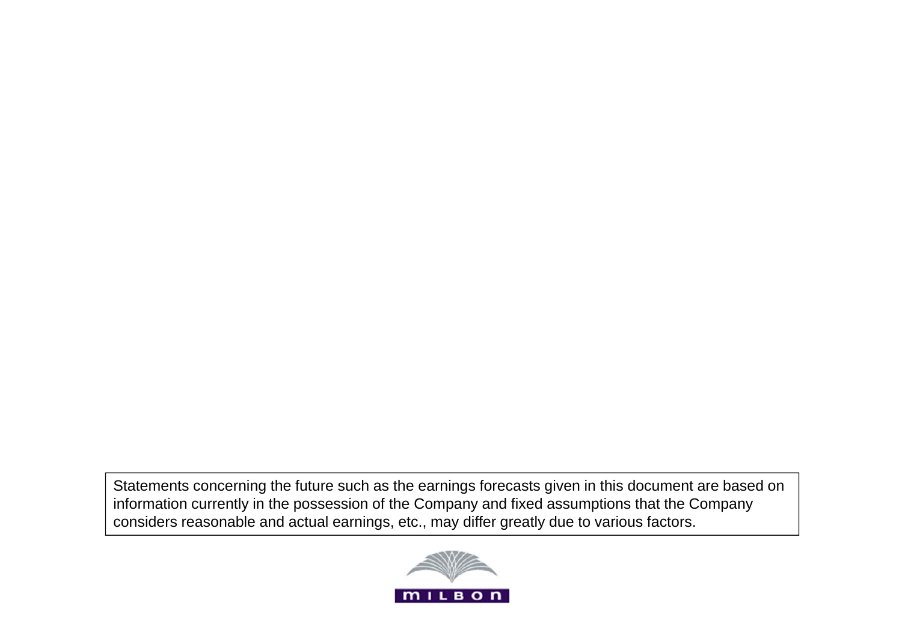Statements concerning the future such as the earnings forecasts given in this document are based on information currently in the possession of the Company and fixed assumptions that the Company considers reasonable and actual earnings, etc., may differ greatly due to various factors.

MILBON